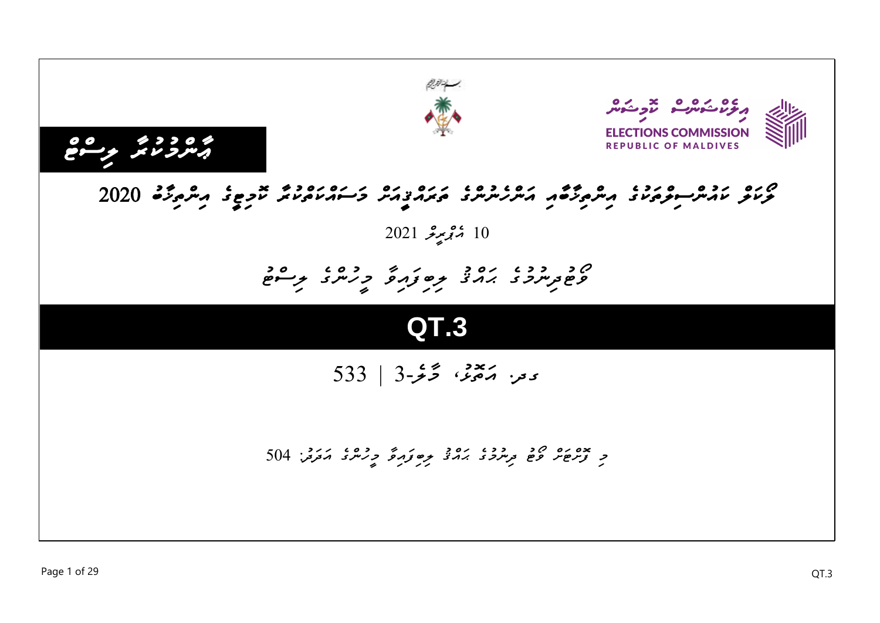ިލެކްޝަންސް ކޮމިޝަން

ELECTIONS COMMISSION
REPUBLIC OF MALDIVES

ބިސްމިއްލާހިއްރަޙްމާނިއްރަޙީމް

އަނދުވުނު ލިސްޓް

# ލޯކަލް ކައުންސިލްތަކުގެ އިންތިޚާބާއި އަންހެނުންގެ ތަރައްޤީއަށް މަސައްކަތްކުރާ ކޮމިޓީގެ އިންތިޚާބު 2020

10 އޭޕްރީލް 2021

ވޯޓުދިނުމުގެ ކައުންޓް ލިބިފައިވާ މީހުންގެ ލިސްޓު

# QT.3

ގދ. އަތޮޅު، މާލެ-3 | 533

މި ފޯންބަން ވޯޓު ދިނުމުގެ ކައުންޓް ލިބިފައިވާ މީހުންގެ އަދަދު: 504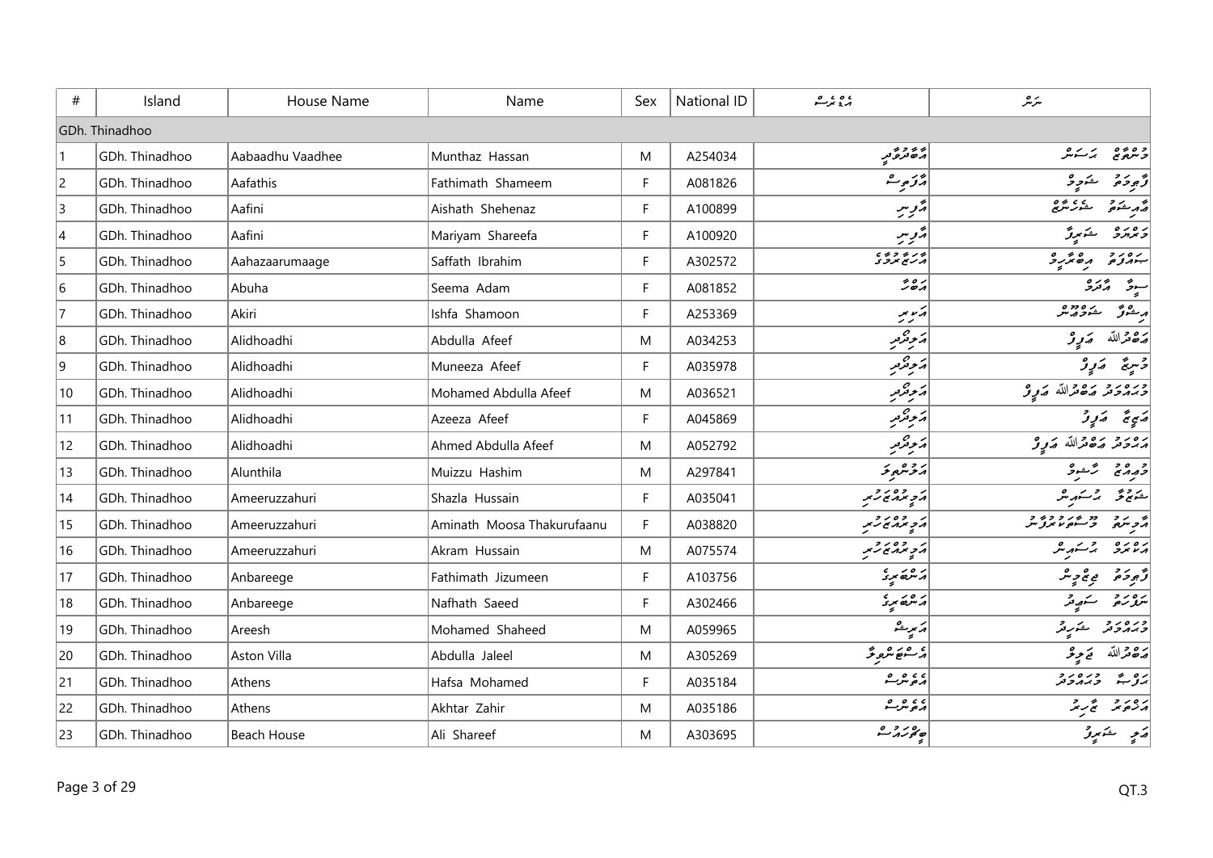| # | Island | House Name | Name | Sex | National ID | ރެއެޑްރެސް | ނަން |
|---|---|---|---|---|---|---|---|
| GDh. Thinadhoo | | | | | | | |
| 1 | GDh. Thinadhoo | Aabaadhu Vaadhee | Munthaz Hassan | M | A254034 | އާބާދުވާދީ | މުންތާޒް ހަސަން |
| 2 | GDh. Thinadhoo | Aafathis | Fathimath Shameem | F | A081826 | އާފަތިސް | ފާތިމަތު ޝަމީމް |
| 3 | GDh. Thinadhoo | Aafini | Aishath Shehenaz | F | A100899 | އާފިނި | އައިޝަތު ޝެހެނާޒް |
| 4 | GDh. Thinadhoo | Aafini | Mariyam Shareefa | F | A100920 | އާފިނި | މަރިޔަމް ޝަރީފާ |
| 5 | GDh. Thinadhoo | Aahazaarumaage | Saffath Ibrahim | F | A302572 | އާހަޒާރުމާގެ | ސައްފަތު އިބްރާހީމް |
| 6 | GDh. Thinadhoo | Abuha | Seema Adam | F | A081852 | އަބުހާ | ސީމާ އާދަމް |
| 7 | GDh. Thinadhoo | Akiri | Ishfa Shamoon | F | A253369 | އަކިރި | އިޝްފާ ޝަމޫން |
| 8 | GDh. Thinadhoo | Alidhoadhi | Abdulla Afeef | M | A034253 | އަލިދޯދި | އަބްދުﷲ އަފީފު |
| 9 | GDh. Thinadhoo | Alidhoadhi | Muneeza Afeef | F | A035978 | އަލިދޯދި | މުނީޒާ އަފީފު |
| 10 | GDh. Thinadhoo | Alidhoadhi | Mohamed Abdulla Afeef | M | A036521 | އަލިދޯދި | މުޙައްމަދު އަބްދުﷲ އަފީފު |
| 11 | GDh. Thinadhoo | Alidhoadhi | Azeeza Afeef | F | A045869 | އަލިދޯދި | އަޒީޒާ އަފީފު |
| 12 | GDh. Thinadhoo | Alidhoadhi | Ahmed Abdulla Afeef | M | A052792 | އަލިދޯދި | އަޙްމަދު އަބްދުﷲ އަފީފު |
| 13 | GDh. Thinadhoo | Alunthila | Muizzu Hashim | M | A297841 | އަލުންތިލަ | މުޢިއްޒު ހާޝިމް |
| 14 | GDh. Thinadhoo | Ameeruzzahuri | Shazla Hussain | F | A035041 | އަމީރުއްޒަހުރި | ޝަޒްލާ ހުސައިން |
| 15 | GDh. Thinadhoo | Ameeruzzahuri | Aminath Moosa Thakurufaanu | F | A038820 | އަމީރުއްޒަހުރި | އާމިނަތު މޫސާ ތަކުރުފާނު |
| 16 | GDh. Thinadhoo | Ameeruzzahuri | Akram Hussain | M | A075574 | އަމީރުއްޒަހުރި | އަކްރަމް ހުސައިން |
| 17 | GDh. Thinadhoo | Anbareege | Fathimath Jizumeen | F | A103756 | އަންބަރީގެ | ފާތިމަތު ޖިޒުމީން |
| 18 | GDh. Thinadhoo | Anbareege | Nafhath Saeed | F | A302466 | އަންބަރީގެ | ނަފްހަތު ސައީދު |
| 19 | GDh. Thinadhoo | Areesh | Mohamed Shaheed | M | A059965 | އަރީޝް | މުޙައްމަދު ޝަހީދު |
| 20 | GDh. Thinadhoo | Aston Villa | Abdulla Jaleel | M | A305269 | އެސްޓަންވިލާ | އަބްދުﷲ ޖަލީލް |
| 21 | GDh. Thinadhoo | Athens | Hafsa Mohamed | F | A035184 | އެތެންސް | ހަފްސާ މުޙައްމަދު |
| 22 | GDh. Thinadhoo | Athens | Akhtar Zahir | M | A035186 | އެތެންސް | އަޚްތަރު ޒާހިރު |
| 23 | GDh. Thinadhoo | Beach House | Ali Shareef | M | A303695 | ބީޗްހައުސް | އަލި ޝަރީފު |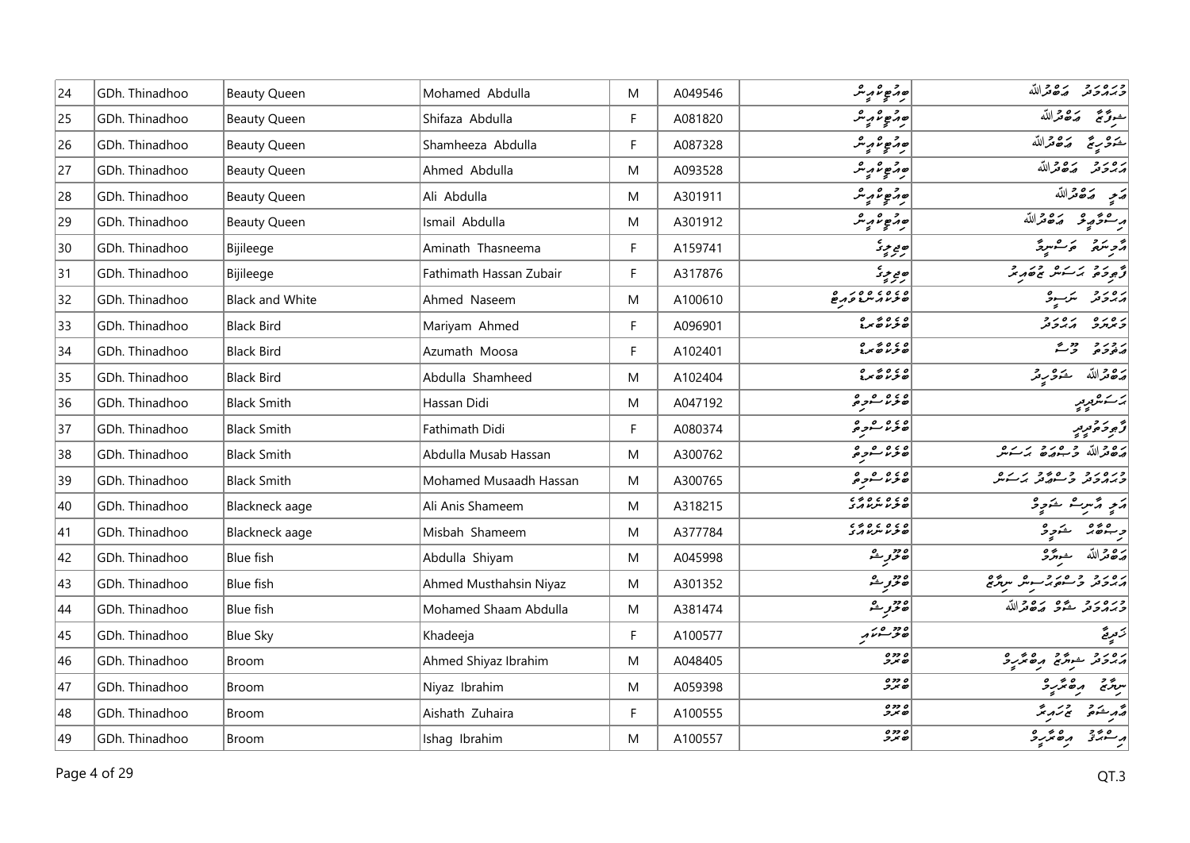| 24 | GDh. Thinadhoo | Beauty Queen | Mohamed Abdulla | M | A049546 | ބިއުޓީކުއީން | މުހައްމަދު އަބްދުﷲ |
|---|---|---|---|---|---|---|---|
| 25 | GDh. Thinadhoo | Beauty Queen | Shifaza Abdulla | F | A081820 | ބިއުޓީކުއީން | ޝިފާޒާ އަބްދުﷲ |
| 26 | GDh. Thinadhoo | Beauty Queen | Shamheeza Abdulla | F | A087328 | ބިއުޓީކުއީން | ޝަމްހީޒާ އަބްދުﷲ |
| 27 | GDh. Thinadhoo | Beauty Queen | Ahmed Abdulla | M | A093528 | ބިއުޓީކުއީން | އަހުމަދު އަބްދުﷲ |
| 28 | GDh. Thinadhoo | Beauty Queen | Ali Abdulla | M | A301911 | ބިއުޓީކުއީން | އަލި އަބްދުﷲ |
| 29 | GDh. Thinadhoo | Beauty Queen | Ismail Abdulla | M | A301912 | ބިއުޓީކުއީން | އިސްމާއިލް އަބްދުﷲ |
| 30 | GDh. Thinadhoo | Bijileege | Aminath Thasneema | F | A159741 | ބިޖިލީގެ | އާމިނަތު ތަސްނީމާ |
| 31 | GDh. Thinadhoo | Bijileege | Fathimath Hassan Zubair | F | A317876 | ބިޖިލީގެ | ފާތިމަތު ހަސަން ޒުބައިރު |
| 32 | GDh. Thinadhoo | Black and White | Ahmed Naseem | M | A100610 | ބްލެކްއެންޑްވައިޓް | އަހުމަދު ނަސީމް |
| 33 | GDh. Thinadhoo | Black Bird | Mariyam Ahmed | F | A096901 | ބްލެކްބާޑް | މަރިޔަމް އަހުމަދު |
| 34 | GDh. Thinadhoo | Black Bird | Azumath Moosa | F | A102401 | ބްލެކްބާޑް | އަޒުމަތު މޫސާ |
| 35 | GDh. Thinadhoo | Black Bird | Abdulla Shamheed | M | A102404 | ބްލެކްބާޑް | އަބްދުﷲ ޝަމްހީދު |
| 36 | GDh. Thinadhoo | Black Smith | Hassan Didi | M | A047192 | ބްލެކްސްމިތް | ހަސަންދީދީ |
| 37 | GDh. Thinadhoo | Black Smith | Fathimath Didi | F | A080374 | ބްލެކްސްމިތް | ފާތިމަތުދީދީ |
| 38 | GDh. Thinadhoo | Black Smith | Abdulla Musab Hassan | M | A300762 | ބްލެކްސްމިތް | އަބްދުﷲ މުސްޢަބް ހަސަން |
| 39 | GDh. Thinadhoo | Black Smith | Mohamed Musaadh Hassan | M | A300765 | ބްލެކްސްމިތް | މުހައްމަދު މުސްޢާދު ހަސަން |
| 40 | GDh. Thinadhoo | Blackneck aage | Ali Anis Shameem | M | A318215 | ބްލެކްނެކްއާގެ | އަލި އަނީސް ޝަމީމް |
| 41 | GDh. Thinadhoo | Blackneck aage | Misbah Shameem | M | A377784 | ބްލެކްނެކްއާގެ | މިސްބާހު ޝަމީމް |
| 42 | GDh. Thinadhoo | Blue fish | Abdulla Shiyam | M | A045998 | ބްލޫފިޝް | އަބްދުﷲ ޝިޔާމް |
| 43 | GDh. Thinadhoo | Blue fish | Ahmed Musthahsin Niyaz | M | A301352 | ބްލޫފިޝް | އަހުމަދު މުސްތަހްސިން ނިޔާޒް |
| 44 | GDh. Thinadhoo | Blue fish | Mohamed Shaam Abdulla | M | A381474 | ބްލޫފިޝް | މުހައްމަދު ޝާމް އަބްދުﷲ |
| 45 | GDh. Thinadhoo | Blue Sky | Khadeeja | F | A100577 | ބްލޫސްކައި | ޚަދީޖާ |
| 46 | GDh. Thinadhoo | Broom | Ahmed Shiyaz Ibrahim | M | A048405 | ބްރޫމް | އަހުމަދު ޝިޔާޒް އިބްރާހީމް |
| 47 | GDh. Thinadhoo | Broom | Niyaz Ibrahim | M | A059398 | ބްރޫމް | ނިޔާޒް އިބްރާހީމް |
| 48 | GDh. Thinadhoo | Broom | Aishath Zuhaira | F | A100555 | ބްރޫމް | އާއިޝަތު ޒުހައިރާ |
| 49 | GDh. Thinadhoo | Broom | Ishag Ibrahim | M | A100557 | ބްރޫމް | އިސްޙާޤު އިބްރާހީމް |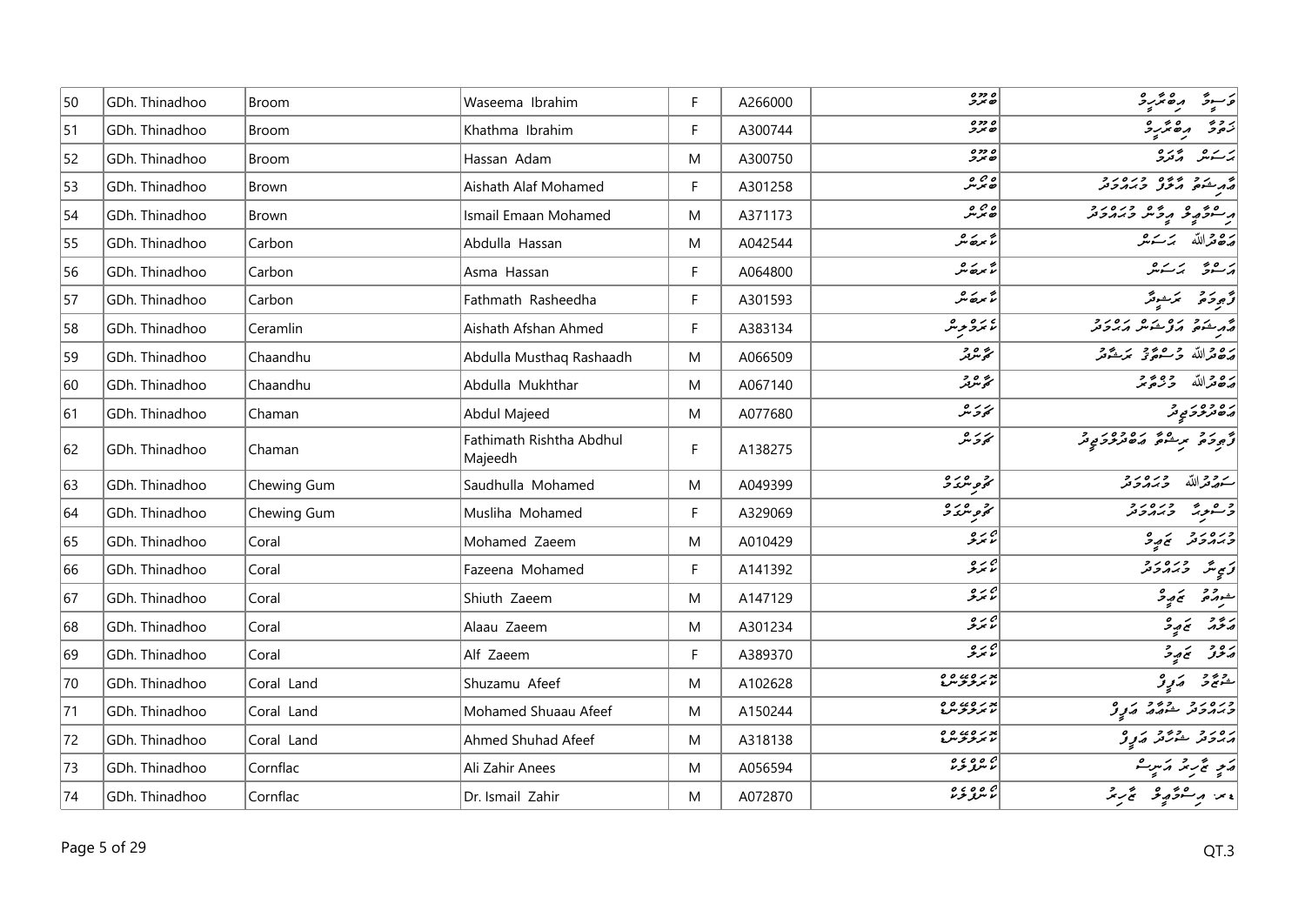| 50 | GDh. Thinadhoo | Broom | Waseema Ibrahim | F | A266000 | ބްރޫމް | ވަސީމާ އިބްރާހިމް |
|---|---|---|---|---|---|---|---|
| 51 | GDh. Thinadhoo | Broom | Khathma Ibrahim | F | A300744 | ބްރޫމް | ޚަތުމާ އިބްރާހިމް |
| 52 | GDh. Thinadhoo | Broom | Hassan Adam | M | A300750 | ބްރޫމް | ހަސަން އާދަމް |
| 53 | GDh. Thinadhoo | Brown | Aishath Alaf Mohamed | F | A301258 | ބްރައުން | އައިށަތު އަލާފް މުހައްމަދު |
| 54 | GDh. Thinadhoo | Brown | Ismail Emaan Mohamed | M | A371173 | ބްރައުން | އިސްމާއީލް އީމާން މުހައްމަދު |
| 55 | GDh. Thinadhoo | Carbon | Abdulla Hassan | M | A042544 | ކާބަން | އަބްދުﷲ ހަސަން |
| 56 | GDh. Thinadhoo | Carbon | Asma Hassan | F | A064800 | ކާބަން | އަސްމާ ހަސަން |
| 57 | GDh. Thinadhoo | Carbon | Fathmath Rasheedha | F | A301593 | ކާބަން | ފާތިމަތު ރަޝީދާ |
| 58 | GDh. Thinadhoo | Ceramlin | Aishath Afshan Ahmed | F | A383134 | ސެރަމްލިން | އައިށަތު އަފްޝަން އަޙްމަދު |
| 59 | GDh. Thinadhoo | Chaandhu | Abdulla Musthaq Rashaadh | M | A066509 | ޗާނދު | އަބްދުﷲ މުސްތާޤު ރަޝާދު |
| 60 | GDh. Thinadhoo | Chaandhu | Abdulla Mukhthar | M | A067140 | ޗާނދު | އަބްދުﷲ މުޚްތާރު |
| 61 | GDh. Thinadhoo | Chaman | Abdul Majeed | M | A077680 | ޗަމަން | އަބްދުލްމަޖީދު |
| 62 | GDh. Thinadhoo | Chaman | Fathimath Rishtha Abdhul Majeedh | F | A138275 | ޗަމަން | ފާތިމަތު ރިޝްތާ އަބްދުލްމަޖީދު |
| 63 | GDh. Thinadhoo | Chewing Gum | Saudhulla Mohamed | M | A049399 | ޗޫވިންގަމް | ސައުދުﷲ މުހައްމަދު |
| 64 | GDh. Thinadhoo | Chewing Gum | Musliha Mohamed | F | A329069 | ޗޫވިންގަމް | މުސްލިހާ މުހައްމަދު |
| 65 | GDh. Thinadhoo | Coral | Mohamed Zaeem | M | A010429 | ކޯރަލް | މުހައްމަދު ޒަޢީމް |
| 66 | GDh. Thinadhoo | Coral | Fazeena Mohamed | F | A141392 | ކޯރަލް | ފަޒީނާ މުހައްމަދު |
| 67 | GDh. Thinadhoo | Coral | Shiuth Zaeem | M | A147129 | ކޯރަލް | ޝިއުތު ޒަޢީމް |
| 68 | GDh. Thinadhoo | Coral | Alaau Zaeem | M | A301234 | ކޯރަލް | އަލާއު ޒަޢީމް |
| 69 | GDh. Thinadhoo | Coral | Alf Zaeem | F | A389370 | ކޯރަލް | އަލްފު ޒަޢީމް |
| 70 | GDh. Thinadhoo | Coral Land | Shuzamu Afeef | M | A102628 | ކޯރަލްލޭންޑް | ޝުޒާމު އަފީފް |
| 71 | GDh. Thinadhoo | Coral Land | Mohamed Shuaau Afeef | M | A150244 | ކޯރަލްލޭންޑް | މުހައްމަދު ޝުޢާއު އަފީފް |
| 72 | GDh. Thinadhoo | Coral Land | Ahmed Shuhad Afeef | M | A318138 | ކޯރަލްލޭންޑް | އަޙްމަދު ޝުހާދު އަފީފް |
| 73 | GDh. Thinadhoo | Cornflac | Ali Zahir Anees | M | A056594 | ކޯންފްލެކް | އަލި ޒާހިރު އަނީސް |
| 74 | GDh. Thinadhoo | Cornflac | Dr. Ismail Zahir | M | A072870 | ކޯންފްލެކް | ޑރ. އިސްމާއީލް ޒާހިރު |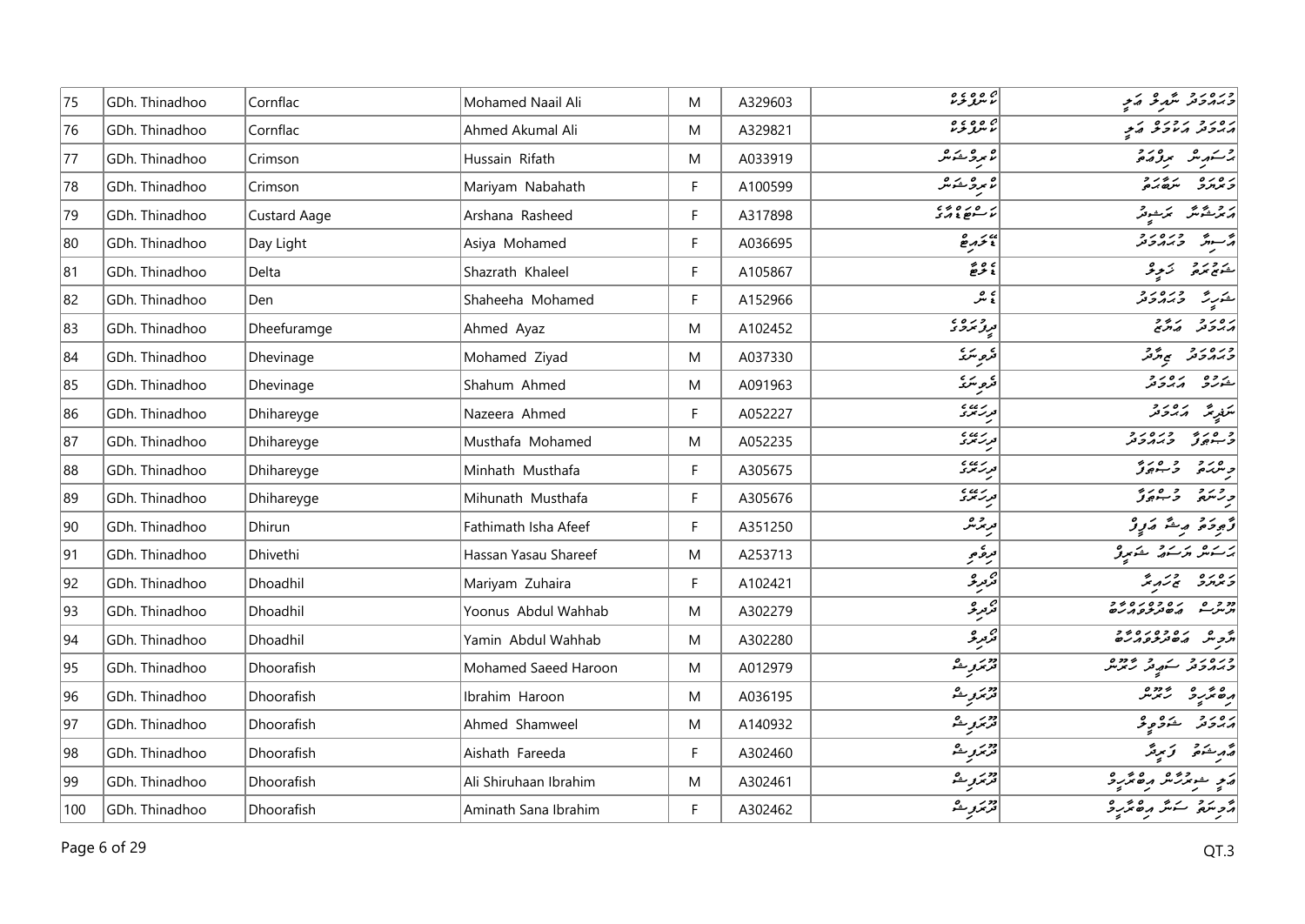| 75 | GDh. Thinadhoo | Cornflac | Mohamed Naail Ali | M | A329603 | ކޯންފްލެކް | މުހައްމަދު ނާއިލް އަލި |
|---|---|---|---|---|---|---|---|
| 76 | GDh. Thinadhoo | Cornflac | Ahmed Akumal Ali | M | A329821 | ކޯންފްލެކް | އަހްމަދު އަކުމަލް އަލި |
| 77 | GDh. Thinadhoo | Crimson | Hussain Rifath | M | A033919 | ކްރިމްސަން | ހުސައިން ރިފްއަތު |
| 78 | GDh. Thinadhoo | Crimson | Mariyam Nabahath | F | A100599 | ކްރިމްސަން | މަރިޔަމް ނަބަހަތު |
| 79 | GDh. Thinadhoo | Custard Aage | Arshana Rasheed | F | A317898 | ކަސްޓަޑްއާގެ | އަރުޝަނާ ރަޝީދު |
| 80 | GDh. Thinadhoo | Day Light | Asiya Mohamed | F | A036695 | ޑޭލައިޓް | އާސިޔާ މުހައްމަދު |
| 81 | GDh. Thinadhoo | Delta | Shazrath Khaleel | F | A105867 | ޑެލްޓާ | ޝަޒްރަތު ޚަލީލް |
| 82 | GDh. Thinadhoo | Den | Shaheeha Mohamed | F | A152966 | ޑެން | ޝަހީހާ މުހައްމަދު |
| 83 | GDh. Thinadhoo | Dheefuramge | Ahmed Ayaz | M | A102452 | ދީފުރަމްގެ | އަހްމަދު އަޔާޒް |
| 84 | GDh. Thinadhoo | Dhevinage | Mohamed Ziyad | M | A037330 | ދެވިނގެ | މުހައްމަދު ޒިޔާދު |
| 85 | GDh. Thinadhoo | Dhevinage | Shahum Ahmed | M | A091963 | ދެވިނގެ | ޝަހުމް އަހްމަދު |
| 86 | GDh. Thinadhoo | Dhihareyge | Nazeera Ahmed | F | A052227 | ދިހަރޭގެ | ނަޒީރާ އަހްމަދު |
| 87 | GDh. Thinadhoo | Dhihareyge | Musthafa Mohamed | M | A052235 | ދިހަރޭގެ | މުސްތަފާ މުހައްމަދު |
| 88 | GDh. Thinadhoo | Dhihareyge | Minhath Musthafa | F | A305675 | ދިހަރޭގެ | މިންހަތު މުސްތަފާ |
| 89 | GDh. Thinadhoo | Dhihareyge | Mihunath Musthafa | F | A305676 | ދިހަރޭގެ | މިހުނަތު މުސްތަފާ |
| 90 | GDh. Thinadhoo | Dhirun | Fathimath Isha Afeef | F | A351250 | ދިރުން | ފާތިމަތު އިޝާ އަފީފް |
| 91 | GDh. Thinadhoo | Dhivethi | Hassan Yasau Shareef | M | A253713 | ދިވެތި | ހަސަން ޔަސައު ޝަރީފް |
| 92 | GDh. Thinadhoo | Dhoadhil | Mariyam Zuhaira | F | A102421 | ދޯދިލް | މަރިޔަމް ޒުހައިރާ |
| 93 | GDh. Thinadhoo | Dhoadhil | Yoonus Abdul Wahhab | M | A302279 | ދޯދިލް | ޔޫނުސް އަބްދުލްވައްހާބު |
| 94 | GDh. Thinadhoo | Dhoadhil | Yamin Abdul Wahhab | M | A302280 | ދޯދިލް | ޔާމިން އަބްދުލްވައްހާބު |
| 95 | GDh. Thinadhoo | Dhoorafish | Mohamed Saeed Haroon | M | A012979 | ދޫރަފިޝް | މުހައްމަދު ސައީދު ހާރޫން |
| 96 | GDh. Thinadhoo | Dhoorafish | Ibrahim Haroon | M | A036195 | ދޫރަފިޝް | އިބްރާހީމް ހާރޫން |
| 97 | GDh. Thinadhoo | Dhoorafish | Ahmed Shamweel | M | A140932 | ދޫރަފިޝް | އަހްމަދު ޝަމްވީލް |
| 98 | GDh. Thinadhoo | Dhoorafish | Aishath Fareeda | F | A302460 | ދޫރަފިޝް | އައިޝަތު ފަރީދާ |
| 99 | GDh. Thinadhoo | Dhoorafish | Ali Shiruhaan Ibrahim | M | A302461 | ދޫރަފިޝް | އަލި ޝިރުހާން އިބްރާހީމް |
| 100 | GDh. Thinadhoo | Dhoorafish | Aminath Sana Ibrahim | F | A302462 | ދޫރަފިޝް | އާމިނަތު ސަނާ އިބްރާހީމް |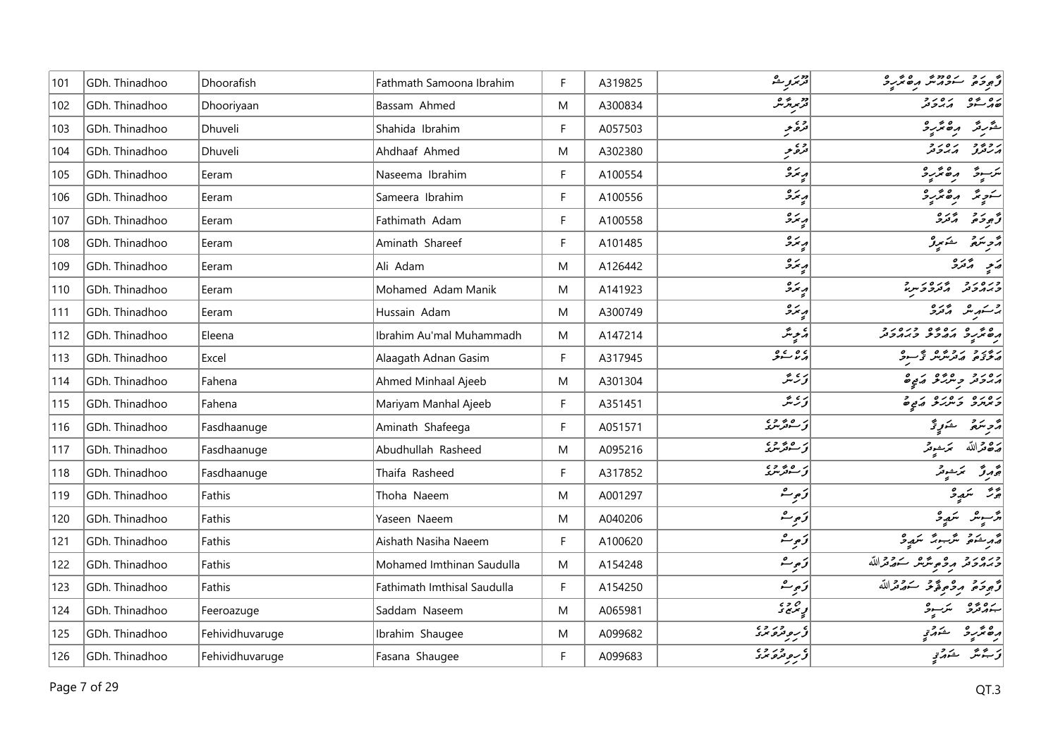| 101 | GDh. Thinadhoo | Dhoorafish | Fathmath Samoona Ibrahim | F | A319825 | ދޫރަފިށް | ފާތިމަތު ސަމޫނާ އިބްރާހީމް |
|---|---|---|---|---|---|---|---|
| 102 | GDh. Thinadhoo | Dhooriyaan | Bassam Ahmed | M | A300834 | ދޫރިޔާން | ބައްސާމް އަޙްމަދު |
| 103 | GDh. Thinadhoo | Dhuveli | Shahida Ibrahim | F | A057503 | ދުވެލި | ޝާހިދާ އިބްރާހީމް |
| 104 | GDh. Thinadhoo | Dhuveli | Ahdhaaf Ahmed | M | A302380 | ދުވެލި | އަހުދާފް އަޙްމަދު |
| 105 | GDh. Thinadhoo | Eeram | Naseema Ibrahim | F | A100554 | އީރަމް | ނަސީމާ އިބްރާހީމް |
| 106 | GDh. Thinadhoo | Eeram | Sameera Ibrahim | F | A100556 | އީރަމް | ސަމީރާ އިބްރާހީމް |
| 107 | GDh. Thinadhoo | Eeram | Fathimath Adam | F | A100558 | އީރަމް | ފާތިމަތު އާދަމް |
| 108 | GDh. Thinadhoo | Eeram | Aminath Shareef | F | A101485 | އީރަމް | އާމިނަތު ޝަރީފު |
| 109 | GDh. Thinadhoo | Eeram | Ali Adam | M | A126442 | އީރަމް | އަލި އާދަމް |
| 110 | GDh. Thinadhoo | Eeram | Mohamed Adam Manik | M | A141923 | އީރަމް | މުޙައްމަދު އާދަމްމަނިކު |
| 111 | GDh. Thinadhoo | Eeram | Hussain Adam | M | A300749 | އީރަމް | ޙުސައިން އާދަމް |
| 112 | GDh. Thinadhoo | Eleena | Ibrahim Au'mal Muhammadh | M | A147214 | އެލީނާ | އިބްރާހީމް އައުމަލް މުޙައްމަދު |
| 113 | GDh. Thinadhoo | Excel | Alaagath Adnan Gasim | F | A317945 | އެކްސެލް | އަލާގަތު އަދުނާން ގާސިމް |
| 114 | GDh. Thinadhoo | Fahena | Ahmed Minhaal Ajeeb | M | A301304 | ފަހެނާ | އަޙްމަދު މިންހާލް އަޖީބު |
| 115 | GDh. Thinadhoo | Fahena | Mariyam Manhal Ajeeb | F | A351451 | ފަހެނާ | މަރިޔަމް މަންހަލް އަޖީބު |
| 116 | GDh. Thinadhoo | Fasdhaanuge | Aminath Shafeega | F | A051571 | ފަސްދާނުގެ | އާމިނަތު ޝަފީގާ |
| 117 | GDh. Thinadhoo | Fasdhaanuge | Abudhullah Rasheed | M | A095216 | ފަސްދާނުގެ | އަބްދުﷲ ރަޝީދު |
| 118 | GDh. Thinadhoo | Fasdhaanuge | Thaifa Rasheed | F | A317852 | ފަސްދާނުގެ | ތާއިފާ ރަޝީދު |
| 119 | GDh. Thinadhoo | Fathis | Thoha Naeem | M | A001297 | ފަތިސް | ޠޯހާ ނައީމް |
| 120 | GDh. Thinadhoo | Fathis | Yaseen Naeem | M | A040206 | ފަތިސް | ޔާސީން ނައީމް |
| 121 | GDh. Thinadhoo | Fathis | Aishath Nasiha Naeem | F | A100620 | ފަތިސް | އައިޝަތު ނާސިހާ ނައީމް |
| 122 | GDh. Thinadhoo | Fathis | Mohamed Imthinan Saudulla | M | A154248 | ފަތިސް | މުޙައްމަދު އިމްތިނާން ސައުދުﷲ |
| 123 | GDh. Thinadhoo | Fathis | Fathimath Imthisal Saudulla | F | A154250 | ފަތިސް | ފާތިމަތު އިމްތިޞާލް ސައުދުﷲ |
| 124 | GDh. Thinadhoo | Feeroazuge | Saddam Naseem | M | A065981 | ފީރޯޒުގެ | ސައްދާމް ނަސީމް |
| 125 | GDh. Thinadhoo | Fehividhuvaruge | Ibrahim Shaugee | M | A099682 | ފެހިވިދުވަރުގެ | އިބްރާހީމް ޝައުޤީ |
| 126 | GDh. Thinadhoo | Fehividhuvaruge | Fasana Shaugee | F | A099683 | ފެހިވިދުވަރުގެ | ފަސާނާ ޝައުޤީ |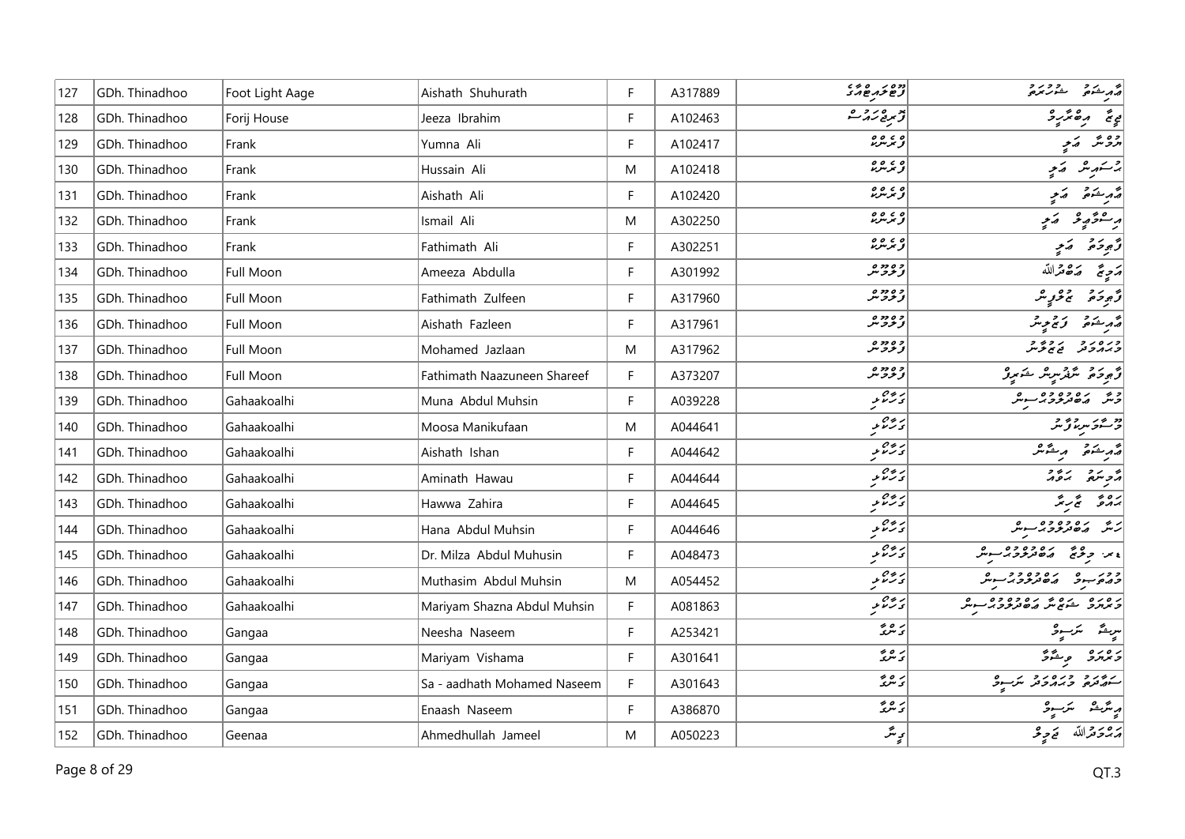| 127 | GDh. Thinadhoo | Foot Light Aage | Aishath Shuhurath | F | A317889 | ފުޓްލައިޓްއާގެ | އައިޝަތު ޝުހުރަތު |
|---|---|---|---|---|---|---|---|
| 128 | GDh. Thinadhoo | Forij House | Jeeza Ibrahim | F | A102463 | ފޯރިޖްހައުސް | ޖީޒާ އިބްރާހީމް |
| 129 | GDh. Thinadhoo | Frank | Yumna Ali | F | A102417 | ފްރޭންކް | ޔުމްނާ އަލީ |
| 130 | GDh. Thinadhoo | Frank | Hussain Ali | M | A102418 | ފްރޭންކް | ހުސައިން އަލީ |
| 131 | GDh. Thinadhoo | Frank | Aishath Ali | F | A102420 | ފްރޭންކް | އައިޝަތު އަލީ |
| 132 | GDh. Thinadhoo | Frank | Ismail Ali | M | A302250 | ފްރޭންކް | އިސްމާއީލް އަލީ |
| 133 | GDh. Thinadhoo | Frank | Fathimath Ali | F | A302251 | ފްރޭންކް | ފާތިމަތު އަލީ |
| 134 | GDh. Thinadhoo | Full Moon | Ameeza Abdulla | F | A301992 | ފުލްމޫން | އަމީޒާ އަބްދުﷲ |
| 135 | GDh. Thinadhoo | Full Moon | Fathimath Zulfeen | F | A317960 | ފުލްމޫން | ފާތިމަތު ޒުލްފީން |
| 136 | GDh. Thinadhoo | Full Moon | Aishath Fazleen | F | A317961 | ފުލްމޫން | އައިޝަތު ފަޒްލީން |
| 137 | GDh. Thinadhoo | Full Moon | Mohamed Jazlaan | M | A317962 | ފުލްމޫން | މުހައްމަދު ޖަޒްލާން |
| 138 | GDh. Thinadhoo | Full Moon | Fathimath Naazuneen Shareef | F | A373207 | ފުލްމޫން | ފާތިމަތު ނާޒުނީން ޝަރީފް |
| 139 | GDh. Thinadhoo | Gahaakoalhi | Muna Abdul Muhsin | F | A039228 | ގަހާކޮޅި | މުނާ އަބްދުލްމުހްސިން |
| 140 | GDh. Thinadhoo | Gahaakoalhi | Moosa Manikufaan | M | A044641 | ގަހާކޮޅި | މޫސަމަނިކުފާން |
| 141 | GDh. Thinadhoo | Gahaakoalhi | Aishath Ishan | F | A044642 | ގަހާކޮޅި | އައިޝަތު އިޝާން |
| 142 | GDh. Thinadhoo | Gahaakoalhi | Aminath Hawau | F | A044644 | ގަހާކޮޅި | އާމިނަތު ހަވާއު |
| 143 | GDh. Thinadhoo | Gahaakoalhi | Hawwa Zahira | F | A044645 | ގަހާކޮޅި | ހައްވާ ޒާހިރާ |
| 144 | GDh. Thinadhoo | Gahaakoalhi | Hana Abdul Muhsin | F | A044646 | ގަހާކޮޅި | ހަނާ އަބްދުލްމުހްސިން |
| 145 | GDh. Thinadhoo | Gahaakoalhi | Dr. Milza Abdul Muhusin | F | A048473 | ގަހާކޮޅި | ޑރ. މިލްޒާ އަބްދުލްމުހުސިން |
| 146 | GDh. Thinadhoo | Gahaakoalhi | Muthasim Abdul Muhsin | M | A054452 | ގަހާކޮޅި | މުތަސިމް އަބްދުލްމުހްސިން |
| 147 | GDh. Thinadhoo | Gahaakoalhi | Mariyam Shazna Abdul Muhsin | F | A081863 | ގަހާކޮޅި | މަރިޔަމް ޝަޒްނާ އަބްދުލްމުހްސިން |
| 148 | GDh. Thinadhoo | Gangaa | Neesha Naseem | F | A253421 | ގަންގާ | ނީޝާ ނަސީމް |
| 149 | GDh. Thinadhoo | Gangaa | Mariyam Vishama | F | A301641 | ގަންގާ | މަރިޔަމް ވިޝާމާ |
| 150 | GDh. Thinadhoo | Gangaa | Sa - aadhath Mohamed Naseem | F | A301643 | ގަންގާ | ސަޢާދަތު މުހައްމަދު ނަސީމް |
| 151 | GDh. Thinadhoo | Gangaa | Enaash Naseem | F | A386870 | ގަންގާ | އީނާޝް ނަސީމް |
| 152 | GDh. Thinadhoo | Geenaa | Ahmedhullah Jameel | M | A050223 | ގީނާ | އަޙްމަދުﷲ ޖަމީލް |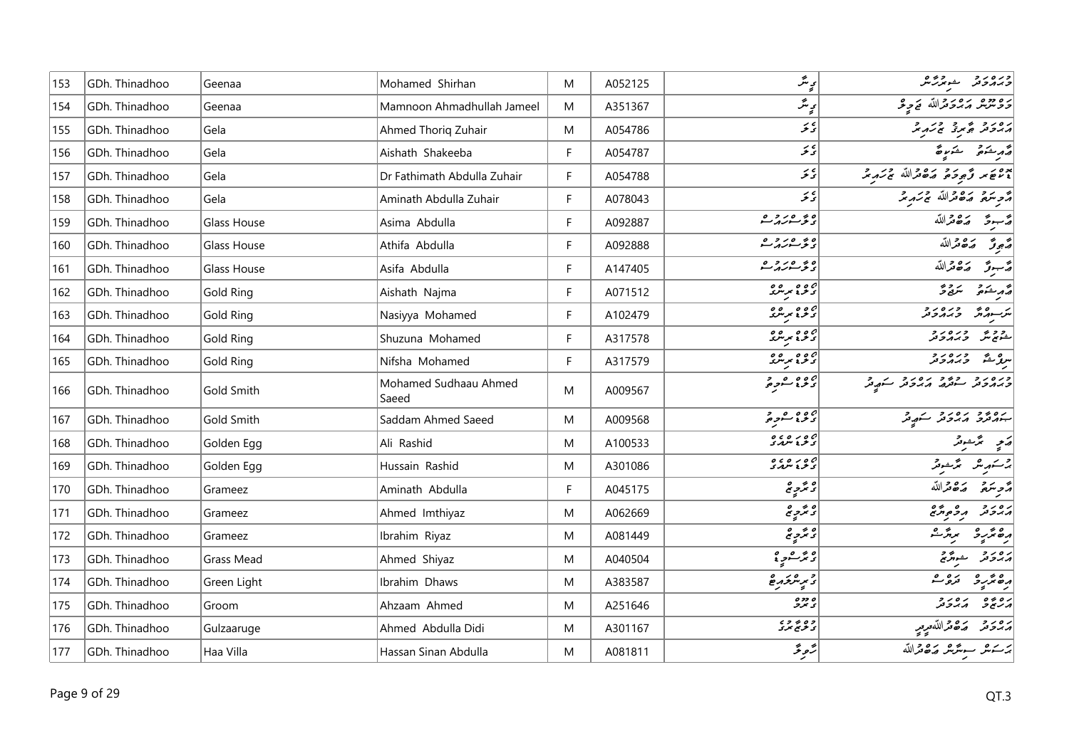| 153 | GDh. Thinadhoo | Geenaa | Mohamed Shirhan | M | A052125 | ދީނާ | މުހައްމަދު ޝިރުހާން |
|---|---|---|---|---|---|---|---|
| 154 | GDh. Thinadhoo | Geenaa | Mamnoon Ahmadhullah Jameel | M | A351367 | ދީނާ | މަމްނޫން އަޙްމަދުﷲ ޖަމީލް |
| 155 | GDh. Thinadhoo | Gela | Ahmed Thoriq Zuhair | M | A054786 | ގެލަ | އަޙްމަދު ޠާރިޤު ޒުހައިރު |
| 156 | GDh. Thinadhoo | Gela | Aishath Shakeeba | F | A054787 | ގެލަ | އާއިޝަތު ޝަކީބާ |
| 157 | GDh. Thinadhoo | Gela | Dr Fathimath Abdulla Zuhair | F | A054788 | ގެލަ | ޑރ ފާތިމަތު އަބްދުﷲ ޒުހައިރު |
| 158 | GDh. Thinadhoo | Gela | Aminath Abdulla Zuhair | F | A078043 | ގެލަ | އާމިނަތު އަބްދުﷲ ޒުހައިރު |
| 159 | GDh. Thinadhoo | Glass House | Asima Abdulla | F | A092887 | ގްލާސްހައުސް | އާސިމާ އަބްދުﷲ |
| 160 | GDh. Thinadhoo | Glass House | Athifa Abdulla | F | A092888 | ގްލާސްހައުސް | އާތިފާ އަބްދުﷲ |
| 161 | GDh. Thinadhoo | Glass House | Asifa Abdulla | F | A147405 | ގްލާސްހައުސް | އާސިފާ އަބްދުﷲ |
| 162 | GDh. Thinadhoo | Gold Ring | Aishath Najma | F | A071512 | ގޯލްޑް ރިންގް | އާއިޝަތު ނަޖްމާ |
| 163 | GDh. Thinadhoo | Gold Ring | Nasiyya Mohamed | F | A102479 | ގޯލްޑް ރިންގް | ނަސިއްޔާ މުހައްމަދު |
| 164 | GDh. Thinadhoo | Gold Ring | Shuzuna Mohamed | F | A317578 | ގޯލްޑް ރިންގް | ޝުޒޫނާ މުހައްމަދު |
| 165 | GDh. Thinadhoo | Gold Ring | Nifsha Mohamed | F | A317579 | ގޯލްޑް ރިންގް | ނިފްޝާ މުހައްމަދު |
| 166 | GDh. Thinadhoo | Gold Smith | Mohamed Sudhaau Ahmed Saeed | M | A009567 | ގޯލްޑް ސްމިތު | މުހައްމަދު ސުދާއު އަޙްމަދު ސައީދު |
| 167 | GDh. Thinadhoo | Gold Smith | Saddam Ahmed Saeed | M | A009568 | ގޯލްޑް ސްމިތު | ޞައްދާމް އަޙްމަދު ސައީދު |
| 168 | GDh. Thinadhoo | Golden Egg | Ali Rashid | M | A100533 | ގޯލްޑަން އެގް | ޢަލީ ރާޝިދު |
| 169 | GDh. Thinadhoo | Golden Egg | Hussain Rashid | M | A301086 | ގޯލްޑަން އެގް | ހުސައިން ރާޝިދު |
| 170 | GDh. Thinadhoo | Grameez | Aminath Abdulla | F | A045175 | ގްރާމީޒް | އާމިނަތު އަބްދުﷲ |
| 171 | GDh. Thinadhoo | Grameez | Ahmed Imthiyaz | M | A062669 | ގްރާމީޒް | އަޙްމަދު އިމްތިޔާޒް |
| 172 | GDh. Thinadhoo | Grameez | Ibrahim Riyaz | M | A081449 | ގްރާމީޒް | އިބްރާހީމް ރިޔާޒް |
| 173 | GDh. Thinadhoo | Grass Mead | Ahmed Shiyaz | M | A040504 | ގްރާސްމީޑް | އަޙްމަދު ޝިޔާޒު |
| 174 | GDh. Thinadhoo | Green Light | Ibrahim Dhaws | M | A383587 | ގްރީންލައިޓް | އިބްރާހީމް ދަޢުސް |
| 175 | GDh. Thinadhoo | Groom | Ahzaam Ahmed | M | A251646 | ގްރޫމް | އަޙްޒާމް އަޙްމަދު |
| 176 | GDh. Thinadhoo | Gulzaaruge | Ahmed Abdulla Didi | M | A301167 | ގުލްޒާރުގެ | އަޙްމަދު އަބްދުﷲދީދީ |
| 177 | GDh. Thinadhoo | Haa Villa | Hassan Sinan Abdulla | M | A081811 | ހާވިލާ | ހަސަން ސިނާން އަބްދުﷲ |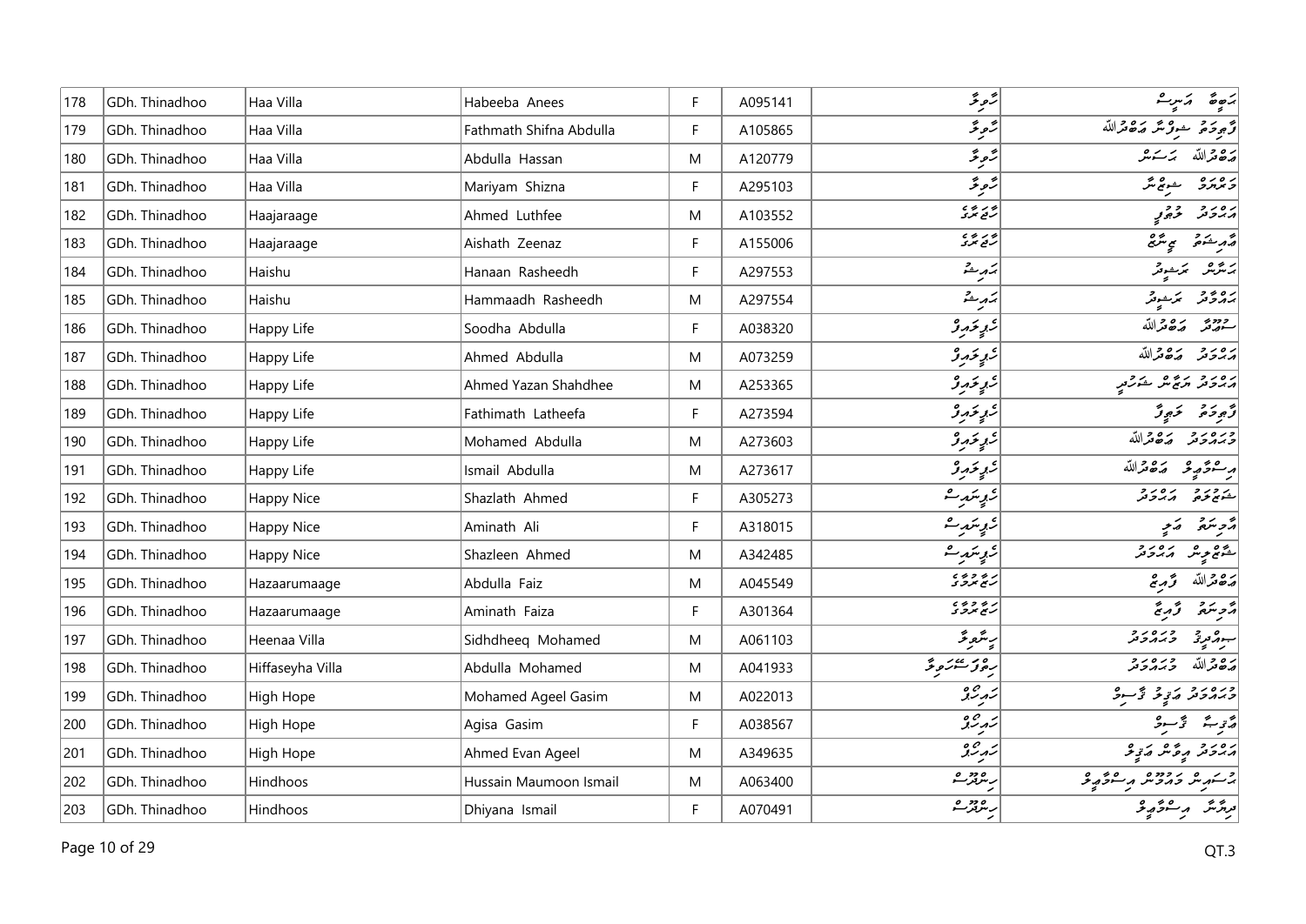| 178 | GDh. Thinadhoo | Haa Villa | Habeeba Anees | F | A095141 | ހާވިލާ | ހަބީބާ އަނީސް |
|---|---|---|---|---|---|---|---|
| 179 | GDh. Thinadhoo | Haa Villa | Fathmath Shifna Abdulla | F | A105865 | ހާވިލާ | ފާތިމަތު ޝިފްނާ އަބްދުﷲ |
| 180 | GDh. Thinadhoo | Haa Villa | Abdulla Hassan | M | A120779 | ހާވިލާ | އަބްދުﷲ ހަސަން |
| 181 | GDh. Thinadhoo | Haa Villa | Mariyam Shizna | F | A295103 | ހާވިލާ | މަރިޔަމް ޝިޒްނާ |
| 182 | GDh. Thinadhoo | Haajaraage | Ahmed Luthfee | M | A103552 | ހާޖަރާގެ | އަޙްމަދު ލުތުފީ |
| 183 | GDh. Thinadhoo | Haajaraage | Aishath Zeenaz | F | A155006 | ހާޖަރާގެ | އާއިޝަތު ޒީނާޒް |
| 184 | GDh. Thinadhoo | Haishu | Hanaan Rasheedh | F | A297553 | ހައިޝު | ހަނާން ރަޝީދު |
| 185 | GDh. Thinadhoo | Haishu | Hammaadh Rasheedh | M | A297554 | ހައިޝު | ހައްމާދު ރަޝީދު |
| 186 | GDh. Thinadhoo | Happy Life | Soodha Abdulla | F | A038320 |ހެޕީލައިފް | ސޫދާ އަބްދުﷲ |
| 187 | GDh. Thinadhoo | Happy Life | Ahmed Abdulla | M | A073259 | ހެޕީލައިފް | އަޙްމަދު އަބްދުﷲ |
| 188 | GDh. Thinadhoo | Happy Life | Ahmed Yazan Shahdhee | M | A253365 | ހެޕީލައިފް | އަޙްމަދު ޔަޒަން ޝަހްދީ |
| 189 | GDh. Thinadhoo | Happy Life | Fathimath Latheefa | F | A273594 | ހެޕީލައިފް | ފާތިމަތު ލަތީފާ |
| 190 | GDh. Thinadhoo | Happy Life | Mohamed Abdulla | M | A273603 | ހެޕީލައިފް | މުޙައްމަދު އަބްދުﷲ |
| 191 | GDh. Thinadhoo | Happy Life | Ismail Abdulla | M | A273617 | ހެޕީލައިފް | އިސްމާޢީލް އަބްދުﷲ |
| 192 | GDh. Thinadhoo | Happy Nice | Shazlath Ahmed | F | A305273 | ހެޕީނައިސް | ޝަޒްލަތު އަޙްމަދު |
| 193 | GDh. Thinadhoo | Happy Nice | Aminath Ali | F | A318015 | ހެޕީނައިސް | އާމިނަތު އަލި |
| 194 | GDh. Thinadhoo | Happy Nice | Shazleen Ahmed | M | A342485 | ހެޕީނައިސް | ޝަޒްލީން އަޙްމަދު |
| 195 | GDh. Thinadhoo | Hazaarumaage | Abdulla Faiz | M | A045549 | ހަޒާރުމާގެ | އަބްދުﷲ ފާއިޒް |
| 196 | GDh. Thinadhoo | Hazaarumaage | Aminath Faiza | F | A301364 | ހަޒާރުމާގެ | އާމިނަތު ފާއިޒާ |
| 197 | GDh. Thinadhoo | Heenaa Villa | Sidhdheeq Mohamed | M | A061103 | ހީނާވިލާ | ސިއްދީޤު މުޙައްމަދު |
| 198 | GDh. Thinadhoo | Hiffaseyha Villa | Abdulla Mohamed | M | A041933 | ހިއްފަސޭހަވިލާ | އަބްދުﷲ މުޙައްމަދު |
| 199 | GDh. Thinadhoo | High Hope | Mohamed Ageel Gasim | M | A022013 | ހައިހޯޕް | މުޙައްމަދު އަޤީލް ޤާސިމް |
| 200 | GDh. Thinadhoo | High Hope | Agisa Gasim | F | A038567 | ހައިހޯޕް | އާޤިސާ ޤާސިމް |
| 201 | GDh. Thinadhoo | High Hope | Ahmed Evan Ageel | M | A349635 | ހައިހޯޕް | އަޙްމަދު އިވާން އަޤީލް |
| 202 | GDh. Thinadhoo | Hindhoos | Hussain Maumoon Ismail | M | A063400 | ހިންދޫސް | ހުސައިން މައުމޫން އިސްމާޢީލް |
| 203 | GDh. Thinadhoo | Hindhoos | Dhiyana Ismail | F | A070491 | ހިންދޫސް | ދިޔާނާ އިސްމާޢީލް |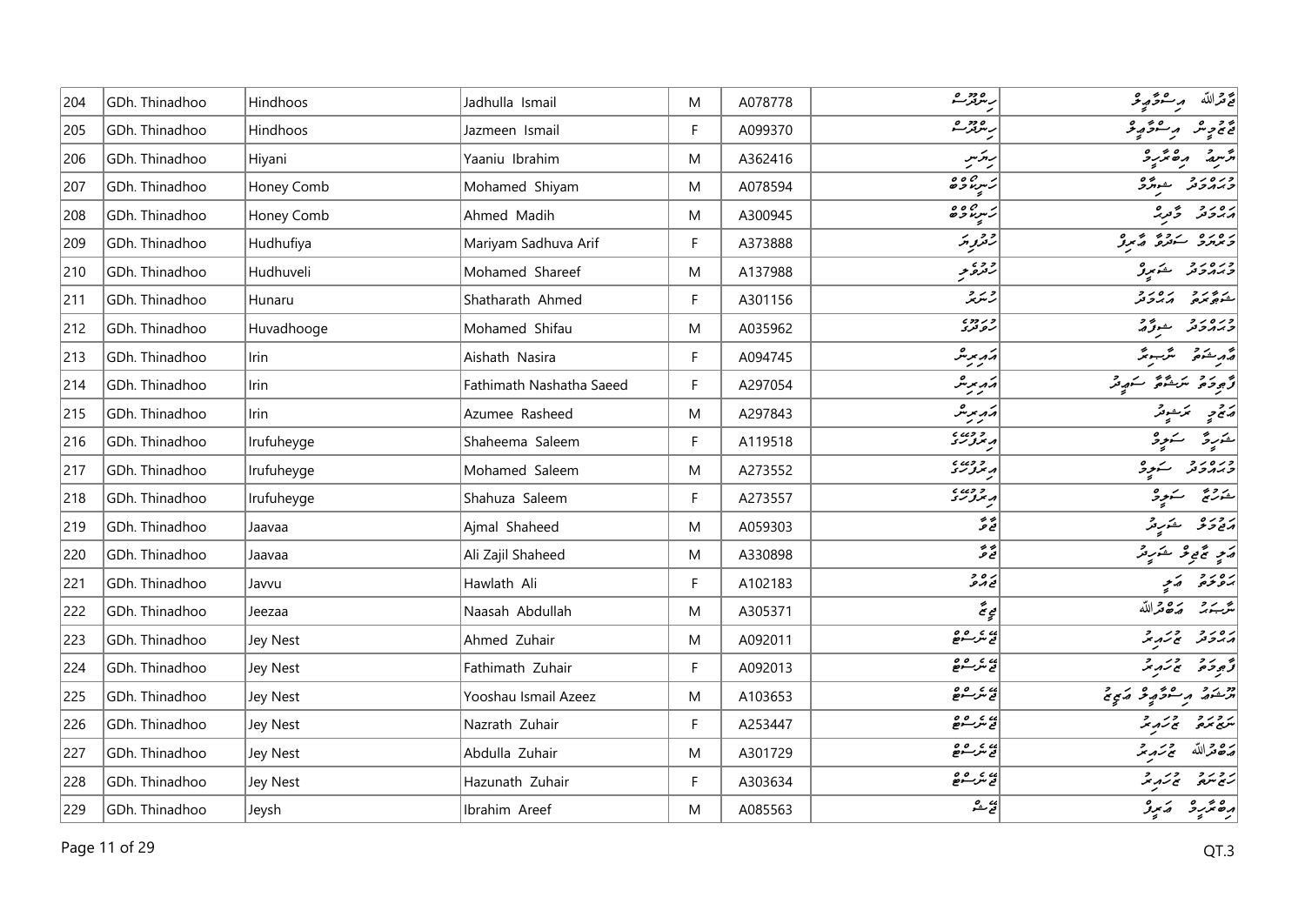| 204 | GDh. Thinadhoo | Hindhoos | Jadhulla Ismail | M | A078778 | ހިންދޫސް | ޖަދުﷲ އިސްމާއީލް |
|---|---|---|---|---|---|---|---|
| 205 | GDh. Thinadhoo | Hindhoos | Jazmeen Ismail | F | A099370 | ހިންދޫސް | ޖަޒްމީން އިސްމާއީލް |
| 206 | GDh. Thinadhoo | Hiyani | Yaaniu Ibrahim | M | A362416 | ހިޔަނި | ޔާނިއު އިބްރާހިމް |
| 207 | GDh. Thinadhoo | Honey Comb | Mohamed Shiyam | M | A078594 | ހަނީކޯމް | މުހައްމަދު ޝިޔާމް |
| 208 | GDh. Thinadhoo | Honey Comb | Ahmed Madih | M | A300945 | ހަނީކޯމް | އަހްމަދު މާދިޙް |
| 209 | GDh. Thinadhoo | Hudhufiya | Mariyam Sadhuva Arif | F | A373888 | ހުދުފިޔަ | މަރިޔަމް ސަދުވާ އާރިފް |
| 210 | GDh. Thinadhoo | Hudhuveli | Mohamed Shareef | M | A137988 | ހުދުވެލި | މުހައްމަދު ޝަރީފް |
| 211 | GDh. Thinadhoo | Hunaru | Shatharath Ahmed | F | A301156 | ހުނަރު | ޝަތަރަތް އަހްމަދު |
| 212 | GDh. Thinadhoo | Huvadhooge | Mohamed Shifau | M | A035962 | ހުވަދޫގެ | މުހައްމަދު ޝިފާއު |
| 213 | GDh. Thinadhoo | Irin | Aishath Nasira | F | A094745 | އައިރިން | އައިޝަތު ނާސިރާ |
| 214 | GDh. Thinadhoo | Irin | Fathimath Nashatha Saeed | F | A297054 | އައިރިން | ފާތިމަތު ނަޝާތާ ސައީދު |
| 215 | GDh. Thinadhoo | Irin | Azumee Rasheed | M | A297843 | އައިރިން | އަޒުމީ ރަޝީދު |
| 216 | GDh. Thinadhoo | Irufuheyge | Shaheema Saleem | F | A119518 | އިރުފުހޭގެ | ޝަހީމާ ސަލީމް |
| 217 | GDh. Thinadhoo | Irufuheyge | Mohamed Saleem | M | A273552 | އިރުފުހޭގެ | މުހައްމަދު ސަލީމް |
| 218 | GDh. Thinadhoo | Irufuheyge | Shahuza Saleem | F | A273557 | އިރުފުހޭގެ | ޝަހުޒާ ސަލީމް |
| 219 | GDh. Thinadhoo | Jaavaa | Ajmal Shaheed | M | A059303 | ޖާވާ | އަޖްމަލް ޝަހީދު |
| 220 | GDh. Thinadhoo | Jaavaa | Ali Zajil Shaheed | M | A330898 | ޖާވާ | އަލި ޒާޖިލް ޝަހީދު |
| 221 | GDh. Thinadhoo | Javvu | Hawlath Ali | F | A102183 | ޖައްވު | ހައުލަތު އަލި |
| 222 | GDh. Thinadhoo | Jeezaa | Naasah Abdullah | M | A305371 | ޖީޒާ | ނާސަހު އަބްދުﷲ |
| 223 | GDh. Thinadhoo | Jey Nest | Ahmed Zuhair | M | A092011 | ޖޭނެސްޓް | އަހްމަދު ޒުހައިރު |
| 224 | GDh. Thinadhoo | Jey Nest | Fathimath Zuhair | F | A092013 | ޖޭނެސްޓް | ފާތިމަތު ޒުހައިރު |
| 225 | GDh. Thinadhoo | Jey Nest | Yooshau Ismail Azeez | M | A103653 | ޖޭނެސްޓް | ޔޫޝައު އިސްމާއީލް އަޒީޒު |
| 226 | GDh. Thinadhoo | Jey Nest | Nazrath Zuhair | F | A253447 | ޖޭނެސްޓް | ނަޒްރަތު ޒުހައިރު |
| 227 | GDh. Thinadhoo | Jey Nest | Abdulla Zuhair | M | A301729 | ޖޭނެސްޓް | އަބްދުﷲ ޒުހައިރު |
| 228 | GDh. Thinadhoo | Jey Nest | Hazunath Zuhair | F | A303634 | ޖޭނެސްޓް | ހަޒުނަތު ޒުހައިރު |
| 229 | GDh. Thinadhoo | Jeysh | Ibrahim Areef | M | A085563 | ޖޭޝް | އިބްރާހިމް އަރީފް |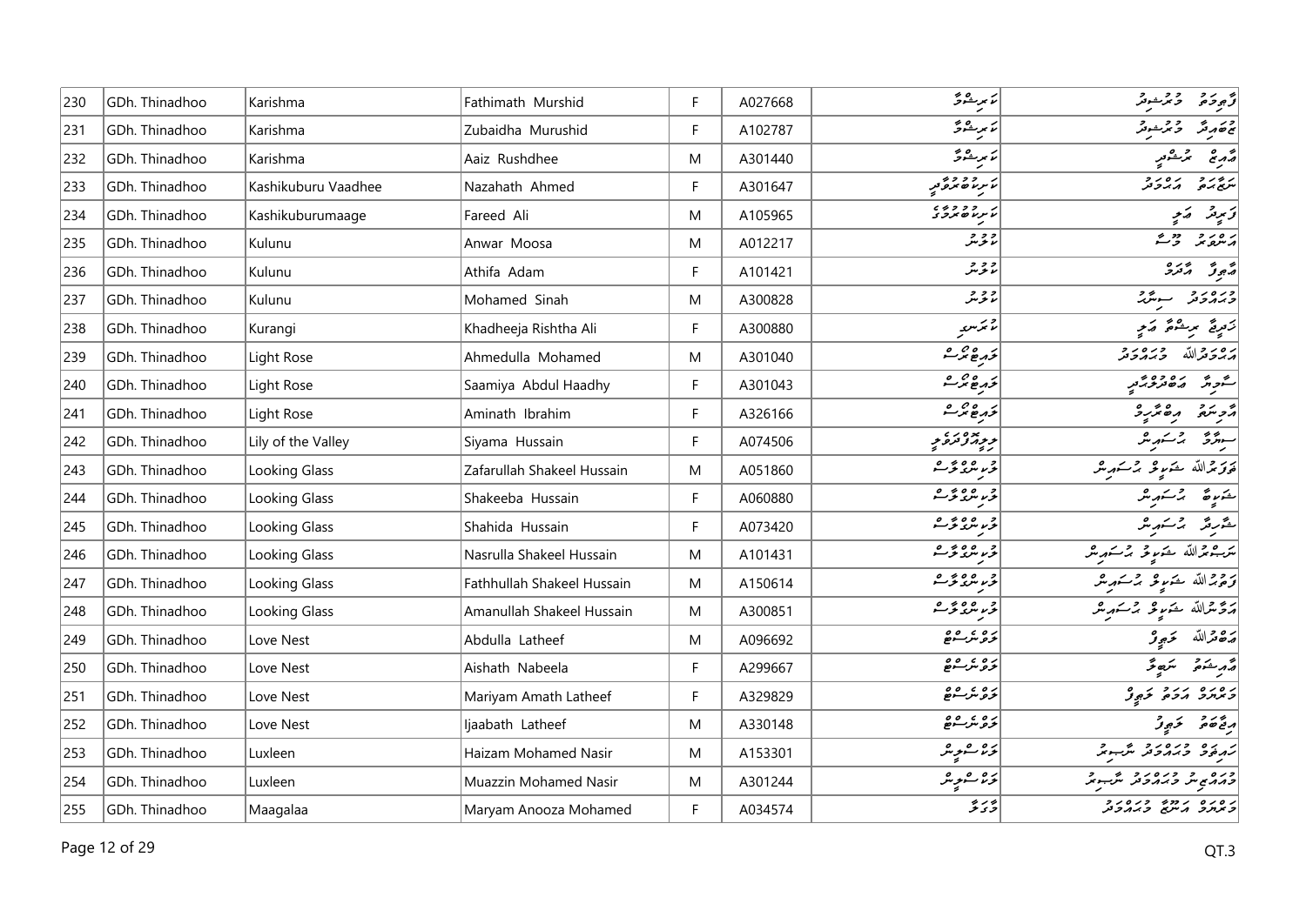| 230 | GDh. Thinadhoo | Karishma | Fathimath Murshid | F | A027668 | ކަރިޝްމާ | ފާތިމަތު މުރުޝިދު |
|---|---|---|---|---|---|---|---|
| 231 | GDh. Thinadhoo | Karishma | Zubaidha Murushid | F | A102787 | ކަރިޝްމާ | ޒުބައިދާ މުރުޝިދު |
| 232 | GDh. Thinadhoo | Karishma | Aaiz Rushdhee | M | A301440 | ކަރިޝްމާ | އާއިޒް ރުޝްދީ |
| 233 | GDh. Thinadhoo | Kashikuburu Vaadhee | Nazahath Ahmed | F | A301647 | ކަށިކުބުރުވާދީ | ނަޒާހަތު އަޙްމަދު |
| 234 | GDh. Thinadhoo | Kashikuburumaage | Fareed Ali | M | A105965 | ކަށިކުބުރުމާގެ | ފަރީދު އަލި |
| 235 | GDh. Thinadhoo | Kulunu | Anwar Moosa | M | A012217 | ކުލުނު | އަންވަރު މޫސާ |
| 236 | GDh. Thinadhoo | Kulunu | Athifa Adam | F | A101421 | ކުލުނު | އާތިފާ އާދަމް |
| 237 | GDh. Thinadhoo | Kulunu | Mohamed Sinah | M | A300828 | ކުލުނު | މުޙައްމަދު ސިނާހް |
| 238 | GDh. Thinadhoo | Kurangi | Khadheeja Rishtha Ali | F | A300880 | ކުރަނގި | ޚަދީޖާ ރިޝްތާ އަލި |
| 239 | GDh. Thinadhoo | Light Rose | Ahmedulla Mohamed | M | A301040 | ލައިޓްރޯސް | އަޙްމަދުﷲ މުޙައްމަދު |
| 240 | GDh. Thinadhoo | Light Rose | Saamiya Abdul Haadhy | F | A301043 | ލައިޓްރޯސް | ސާމިޔާ އަބްދުލްހާދީ |
| 241 | GDh. Thinadhoo | Light Rose | Aminath Ibrahim | F | A326166 | ލައިޓްރޯސް | އާމިނަތު އިބްރާހީމް |
| 242 | GDh. Thinadhoo | Lily of the Valley | Siyama Hussain | F | A074506 | ލިލީއޮފްދަވެލީ | ސިޔާމާ ހުސައިން |
| 243 | GDh. Thinadhoo | Looking Glass | Zafarullah Shakeel Hussain | M | A051860 | ލުކިންގްލާސް | ޒަފަރުﷲ ޝަކީލް ހުސައިން |
| 244 | GDh. Thinadhoo | Looking Glass | Shakeeba Hussain | F | A060880 | ލުކިންގްލާސް | ޝަކީބާ ހުސައިން |
| 245 | GDh. Thinadhoo | Looking Glass | Shahida Hussain | F | A073420 | ލުކިންގްލާސް | ޝާހިދާ ހުސައިން |
| 246 | GDh. Thinadhoo | Looking Glass | Nasrulla Shakeel Hussain | M | A101431 | ލުކިންގްލާސް | ނަޞްރުﷲ ޝަކީލް ހުސައިން |
| 247 | GDh. Thinadhoo | Looking Glass | Fathhullah Shakeel Hussain | M | A150614 | ލުކިންގްލާސް | ފަތްހުﷲ ޝަކީލް ހުސައިން |
| 248 | GDh. Thinadhoo | Looking Glass | Amanullah Shakeel Hussain | M | A300851 | ލުކިންގްލާސް | އަމާނުﷲ ޝަކީލް ހުސައިން |
| 249 | GDh. Thinadhoo | Love Nest | Abdulla Latheef | M | A096692 | ލަވްނެސްޓް | އަބްދުﷲ ލަޠީފް |
| 250 | GDh. Thinadhoo | Love Nest | Aishath Nabeela | F | A299667 | ލަވްނެސްޓް | އައިޝަތު ނަބީލާ |
| 251 | GDh. Thinadhoo | Love Nest | Mariyam Amath Latheef | F | A329829 | ލަވްނެސްޓް | މަރިޔަމް އަމަތު ލަޠީފް |
| 252 | GDh. Thinadhoo | Love Nest | Ijaabath Latheef | M | A330148 | ލަވްނެސްޓް | އިޖާބަތު ލަޠީފް |
| 253 | GDh. Thinadhoo | Luxleen | Haizam Mohamed Nasir | M | A153301 | ލަކްސްލީން | ހައިޒަމް މުޙައްމަދު ނާޞިރު |
| 254 | GDh. Thinadhoo | Luxleen | Muazzin Mohamed Nasir | M | A301244 | ލަކްސްލީން | މުއައްޒިން މުޙައްމަދު ނާޞިރު |
| 255 | GDh. Thinadhoo | Maagalaa | Maryam Anooza Mohamed | F | A034574 | މާގަލާ | މަރްޔަމް އަނޫޒާ މުޙައްމަދު |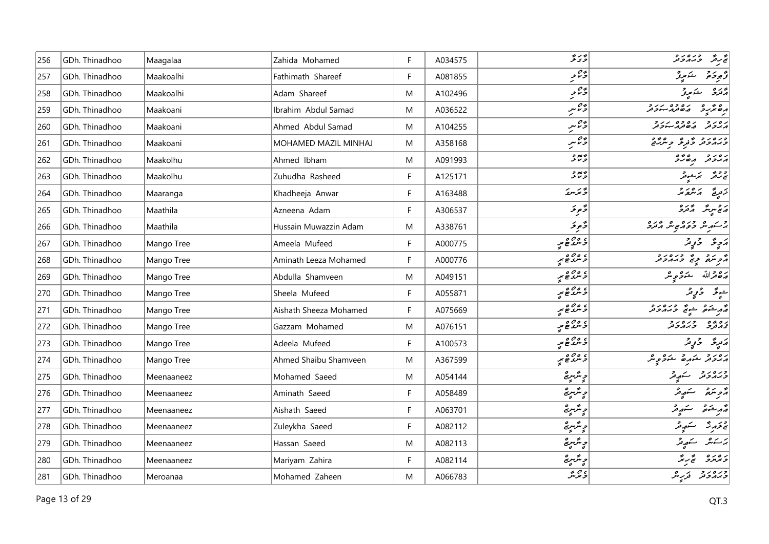| 256 | GDh. Thinadhoo | Maagalaa | Zahida Mohamed | F | A034575 | މާގަލާ | ޒާހިދާ މުޙައްމަދު |
|---|---|---|---|---|---|---|---|
| 257 | GDh. Thinadhoo | Maakoalhi | Fathimath Shareef | F | A081855 | މާކޮޅި | ފާތިމަތު ޝަރީފު |
| 258 | GDh. Thinadhoo | Maakoalhi | Adam Shareef | M | A102496 | މާކޮޅި | އާދަމް ޝަރީފު |
| 259 | GDh. Thinadhoo | Maakoani | Ibrahim Abdul Samad | M | A036522 | މާކޮނި | އިބްރާހިމް އަބްދުލްސަމަދު |
| 260 | GDh. Thinadhoo | Maakoani | Ahmed Abdul Samad | M | A104255 | މާކޮނި | އަޙްމަދު އަބްދުލްސަމަދު |
| 261 | GDh. Thinadhoo | Maakoani | MOHAMED MAZIL MINHAJ | M | A358168 | މާކޮނި | މުޙައްމަދު މާޒިލް މިންހާޖް |
| 262 | GDh. Thinadhoo | Maakolhu | Ahmed Ibham | M | A091993 | މާކޮޅު | އަޙްމަދު އިބްހާމް |
| 263 | GDh. Thinadhoo | Maakolhu | Zuhudha Rasheed | F | A125171 | މާކޮޅު | ޒުހުދާ ރަޝީދު |
| 264 | GDh. Thinadhoo | Maaranga | Khadheeja Anwar | F | A163488 | މާރަނގަ | ޚަދީޖާ އަންވަރު |
| 265 | GDh. Thinadhoo | Maathila | Azneena Adam | F | A306537 | މާތިލަ | އަޒްނީނާ އާދަމް |
| 266 | GDh. Thinadhoo | Maathila | Hussain Muwazzin Adam | M | A338761 | މާތިލަ | ހުސައިން މުއައްޒިން އާދަމް |
| 267 | GDh. Thinadhoo | Mango Tree | Ameela Mufeed | F | A000775 | މެންގޯޓްރީ | އަމީލާ މުފީދު |
| 268 | GDh. Thinadhoo | Mango Tree | Aminath Leeza Mohamed | F | A000776 | މެންގޯޓްރީ | އާމިނަތު ލީޒާ މުޙައްމަދު |
| 269 | GDh. Thinadhoo | Mango Tree | Abdulla Shamveen | M | A049151 | މެންގޯޓްރީ | އަބްދުﷲ ޝަމްވީން |
| 270 | GDh. Thinadhoo | Mango Tree | Sheela Mufeed | F | A055871 | މެންގޯޓްރީ | ޝީލާ މުފީދު |
| 271 | GDh. Thinadhoo | Mango Tree | Aishath Sheeza Mohamed | F | A075669 | މެންގޯޓްރީ | އައިޝަތު ޝީޒާ މުޙައްމަދު |
| 272 | GDh. Thinadhoo | Mango Tree | Gazzam Mohamed | M | A076151 | މެންގޯޓްރީ | ގައްޒާމް މުޙައްމަދު |
| 273 | GDh. Thinadhoo | Mango Tree | Adeela Mufeed | F | A100573 | މެންގޯޓްރީ | އަދީލާ މުފީދު |
| 274 | GDh. Thinadhoo | Mango Tree | Ahmed Shaibu Shamveen | M | A367599 | މެންގޯޓްރީ | އަޙްމަދު ޝާއިބު ޝަމްވީން |
| 275 | GDh. Thinadhoo | Meenaaneez | Mohamed Saeed | M | A054144 | މީނާނީޒް | މުޙައްމަދު ސައީދު |
| 276 | GDh. Thinadhoo | Meenaaneez | Aminath Saeed | F | A058489 | މީނާނީޒް | އާމިނަތު ސައީދު |
| 277 | GDh. Thinadhoo | Meenaaneez | Aishath Saeed | F | A063701 | މީނާނީޒް | އައިޝަތު ސައީދު |
| 278 | GDh. Thinadhoo | Meenaaneez | Zuleykha Saeed | F | A082112 | މީނާނީޒް | ޒުލައިޚާ ސައީދު |
| 279 | GDh. Thinadhoo | Meenaaneez | Hassan Saeed | M | A082113 | މީނާނީޒް | ޙަސަން ސައީދު |
| 280 | GDh. Thinadhoo | Meenaaneez | Mariyam Zahira | F | A082114 | މީނާނީޒް | މަރިޔަމް ޒާހިރާ |
| 281 | GDh. Thinadhoo | Meroanaa | Mohamed Zaheen | M | A066783 | މެރޯނާ | މުޙައްމަދު ޒަހީން |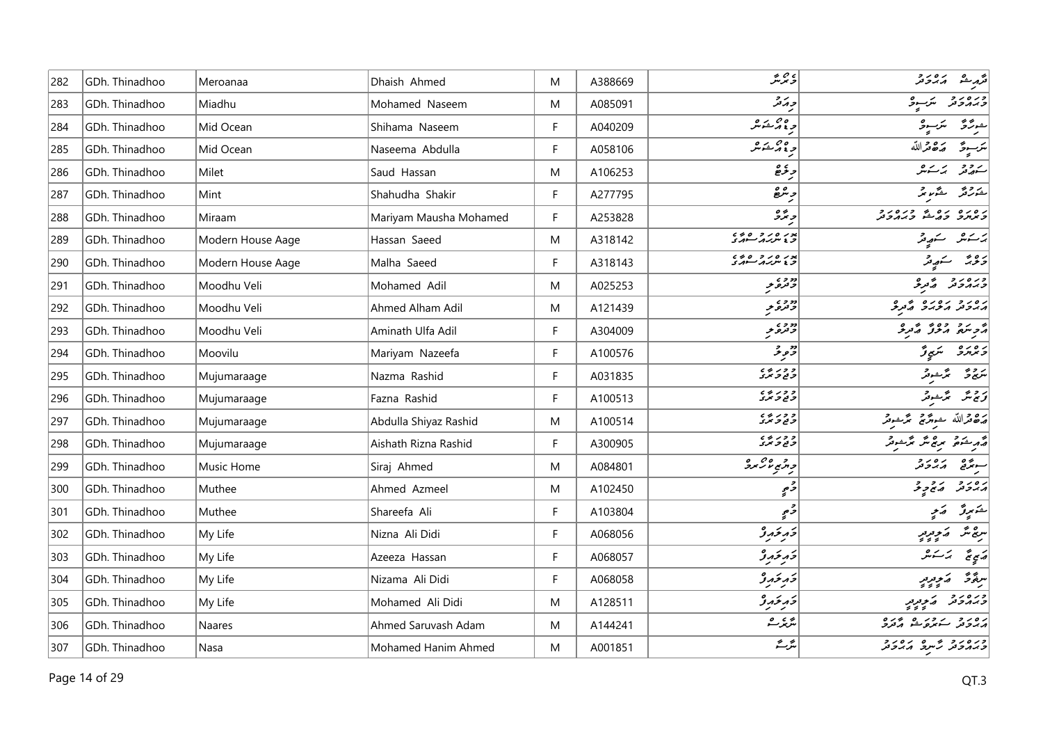| 282 | GDh. Thinadhoo | Meroanaa | Dhaish Ahmed | M | A388669 | މެރޯނާ | ދާއިޝް އަހުމަދު |
|---|---|---|---|---|---|---|---|
| 283 | GDh. Thinadhoo | Miadhu | Mohamed Naseem | M | A085091 | މިއަދު | މުހައްމަދު ނަސީމު |
| 284 | GDh. Thinadhoo | Mid Ocean | Shihama Naseem | F | A040209 | މިޑްއޯޝަން | ޝިހާމާ ނަސީމު |
| 285 | GDh. Thinadhoo | Mid Ocean | Naseema Abdulla | F | A058106 | މިޑްއޯޝަން | ނަސީމާ އަބްދުﷲ |
| 286 | GDh. Thinadhoo | Milet | Saud Hassan | M | A106253 | މިލެޓް | ސައުދު ހަސަން |
| 287 | GDh. Thinadhoo | Mint | Shahudha Shakir | F | A277795 | މިންޓް | ޝަހުދާ ޝާކިރު |
| 288 | GDh. Thinadhoo | Miraam | Mariyam Mausha Mohamed | F | A253828 | މިރާމް | މަރިޔަމް މައުޝާ މުހައްމަދު |
| 289 | GDh. Thinadhoo | Modern House Aage | Hassan Saeed | M | A318142 | މޮޑަން ހައުސް އާގެ | ހަސަން ސައީދު |
| 290 | GDh. Thinadhoo | Modern House Aage | Malha Saeed | F | A318143 | މޮޑަން ހައުސް އާގެ | މަލްހާ ސައީދު |
| 291 | GDh. Thinadhoo | Moodhu Veli | Mohamed Adil | M | A025253 | މޫދުވެލި | މުހައްމަދު އާދިލް |
| 292 | GDh. Thinadhoo | Moodhu Veli | Ahmed Alham Adil | M | A121439 | މޫދުވެލި | އަހުމަދު އަލްހަމް އާދިލް |
| 293 | GDh. Thinadhoo | Moodhu Veli | Aminath Ulfa Adil | F | A304009 | މޫދުވެލި | އާމިނަތު އުލްފާ އާދިލް |
| 294 | GDh. Thinadhoo | Moovilu | Mariyam Nazeefa | F | A100576 | މޫވިލު | މަރިޔަމް ނަޒީފާ |
| 295 | GDh. Thinadhoo | Mujumaraage | Nazma Rashid | F | A031835 | މުޖުމަރާގެ | ނަޒްމާ ރާޝިދު |
| 296 | GDh. Thinadhoo | Mujumaraage | Fazna Rashid | F | A100513 | މުޖުމަރާގެ | ފަޒްނާ ރާޝިދު |
| 297 | GDh. Thinadhoo | Mujumaraage | Abdulla Shiyaz Rashid | M | A100514 | މުޖުމަރާގެ | އަބްދުﷲ ޝިޔާޒް ރާޝިދު |
| 298 | GDh. Thinadhoo | Mujumaraage | Aishath Rizna Rashid | F | A300905 | މުޖުމަރާގެ | އާއިޝަތު ރިޒްނާ ރާޝިދު |
| 299 | GDh. Thinadhoo | Music Home | Siraj Ahmed | M | A084801 | މިއުޒިކްހޯމް | ސިރާޖް އަހުމަދު |
| 300 | GDh. Thinadhoo | Muthee | Ahmed Azmeel | M | A102450 | މުތީ | އަހުމަދު އަޒްމީލް |
| 301 | GDh. Thinadhoo | Muthee | Shareefa Ali | F | A103804 | މުތީ | ޝަރީފާ އަލި |
| 302 | GDh. Thinadhoo | My Life | Nizna Ali Didi | F | A068056 | މައިލައިފް | ނިޒްނާ އަލިދީދީ |
| 303 | GDh. Thinadhoo | My Life | Azeeza Hassan | F | A068057 | މައިލައިފް | އަޒީޒާ ހަސަން |
| 304 | GDh. Thinadhoo | My Life | Nizama Ali Didi | F | A068058 | މައިލައިފް | ނިޒާމާ އަލިދީދީ |
| 305 | GDh. Thinadhoo | My Life | Mohamed Ali Didi | M | A128511 | މައިލައިފް | މުހައްމަދު އަލިދީދީ |
| 306 | GDh. Thinadhoo | Naares | Ahmed Saruvash Adam | M | A144241 | ނާރެސް | އަހުމަދު ސަރުވަޝް އާދަމް |
| 307 | GDh. Thinadhoo | Nasa | Mohamed Hanim Ahmed | M | A001851 | ނާސާ | މުހައްމަދު ހާނިމް އަހުމަދު |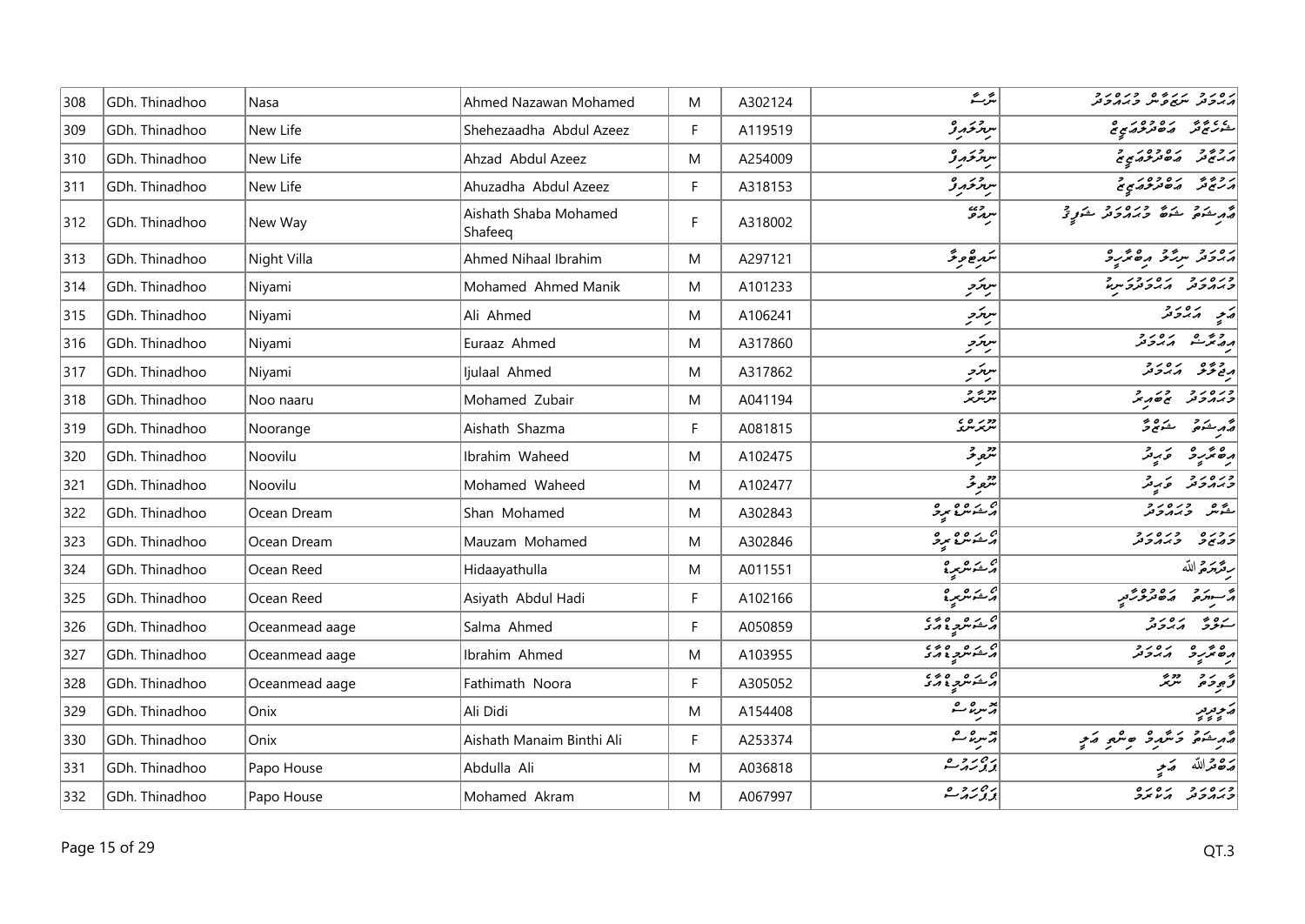| 308 | GDh. Thinadhoo | Nasa | Ahmed Nazawan Mohamed | M | A302124 | ނާސާ | އަޙްމަދު ނަޒަވާން މުޙައްމަދު |
|---|---|---|---|---|---|---|---|
| 309 | GDh. Thinadhoo | New Life | Shehezaadha Abdul Azeez | F | A119519 | ނިއުލައިފް | ޝެހެޒާދާ އަބްދުލްއަޒީޒް |
| 310 | GDh. Thinadhoo | New Life | Ahzad Abdul Azeez | M | A254009 | ނިއުލައިފް | އަހްޒާދު އަބްދުލްއަޒީޒް |
| 311 | GDh. Thinadhoo | New Life | Ahuzadha Abdul Azeez | F | A318153 | ނިއުލައިފް | އަހުޒާދާ އަބްދުލްއަޒީޒް |
| 312 | GDh. Thinadhoo | New Way | Aishath Shaba Mohamed Shafeeq | F | A318002 | ނިއުވޭ | އާއިޝަތު ޝަބާ މުޙައްމަދު ޝަފީޤު |
| 313 | GDh. Thinadhoo | Night Villa | Ahmed Nihaal Ibrahim | M | A297121 | ނައިޓްވިލާ | އަޙްމަދު ނިހާލް އިބްރާހީމް |
| 314 | GDh. Thinadhoo | Niyami | Mohamed Ahmed Manik | M | A101233 | ނިޔަމި | މުޙައްމަދު އަޙްމަދުމަނިކު |
| 315 | GDh. Thinadhoo | Niyami | Ali Ahmed | M | A106241 | ނިޔަމި | އަލި އަޙްމަދު |
| 316 | GDh. Thinadhoo | Niyami | Euraaz Ahmed | M | A317860 | ނިޔަމި | އިއުރާޒް އަޙްމަދު |
| 317 | GDh. Thinadhoo | Niyami | Ijulaal Ahmed | M | A317862 | ނިޔަމި | އިޖުލާލް އަޙްމަދު |
| 318 | GDh. Thinadhoo | Noo naaru | Mohamed Zubair | M | A041194 | ނޫނާރު | މުޙައްމަދު ޒުބައިރު |
| 319 | GDh. Thinadhoo | Noorange | Aishath Shazma | F | A081815 | ނޫރަންޖު | އާއިޝަތު ޝަޒްމާ |
| 320 | GDh. Thinadhoo | Noovilu | Ibrahim Waheed | M | A102475 | ނޫވިލު | އިބްރާހީމް ވަޙީދު |
| 321 | GDh. Thinadhoo | Noovilu | Mohamed Waheed | M | A102477 | ނޫވިލު | މުޙައްމަދު ވަޙީދު |
| 322 | GDh. Thinadhoo | Ocean Dream | Shan Mohamed | M | A302843 | އޯޝަންޑްރީމް | ޝާން މުޙައްމަދު |
| 323 | GDh. Thinadhoo | Ocean Dream | Mauzam Mohamed | M | A302846 | އޯޝަންޑްރީމް | މައުޒަމް މުޙައްމަދު |
| 324 | GDh. Thinadhoo | Ocean Reed | Hidaayathulla | M | A011551 | އޯޝަންރީޑް | ހިދާޔަތުﷲ |
| 325 | GDh. Thinadhoo | Ocean Reed | Asiyath Abdul Hadi | F | A102166 | އޯޝަންރީޑް | އާސިޔަތު އަބްދުލްހާދީ |
| 326 | GDh. Thinadhoo | Oceanmead aage | Salma Ahmed | F | A050859 | އޯޝަންމީޑްއާގެ | ސަލްމާ އަޙްމަދު |
| 327 | GDh. Thinadhoo | Oceanmead aage | Ibrahim Ahmed | M | A103955 | އޯޝަންމީޑްއާގެ | އިބްރާހީމް އަޙްމަދު |
| 328 | GDh. Thinadhoo | Oceanmead aage | Fathimath Noora | F | A305052 | އޯޝަންމީޑްއާގެ | ފާތިމަތު ނޫރާ |
| 329 | GDh. Thinadhoo | Onix | Ali Didi | M | A154408 | އޮނިކްސް | އަލިދީދީ |
| 330 | GDh. Thinadhoo | Onix | Aishath Manaim Binthi Ali | F | A253374 | އޮނިކްސް | އާއިޝަތު މަނާއިމް ބިންތި އަލި |
| 331 | GDh. Thinadhoo | Papo House | Abdulla Ali | M | A036818 | ޕަޕޯހައުސް | އަބްދުﷲ އަލި |
| 332 | GDh. Thinadhoo | Papo House | Mohamed Akram | M | A067997 | ޕަޕޯހައުސް | މުޙައްމަދު އަކްރަމް |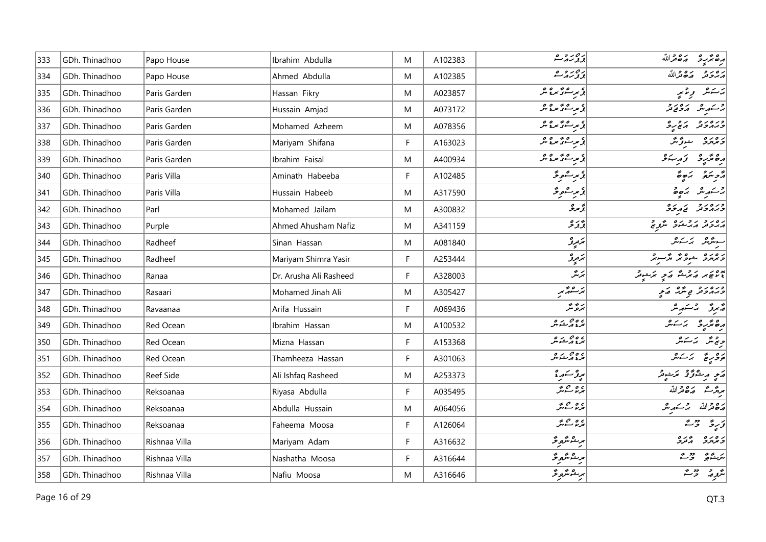| 333 | GDh. Thinadhoo | Papo House | Ibrahim Abdulla | M | A102383 | ޕަޕޯހައުސް | އިބްރާހީމް އަބްދުﷲ |
|---|---|---|---|---|---|---|---|
| 334 | GDh. Thinadhoo | Papo House | Ahmed Abdulla | M | A102385 | ޕަޕޯހައުސް | އަޙްމަދު އަބްދުﷲ |
| 335 | GDh. Thinadhoo | Paris Garden | Hassan Fikry | M | A023857 | ޕެރިސްގާޑްން | ޙަސަން ފިކްރީ |
| 336 | GDh. Thinadhoo | Paris Garden | Hussain Amjad | M | A073172 | ޕެރިސްގާޑްން | ޙުސައިން އަމްޖަދު |
| 337 | GDh. Thinadhoo | Paris Garden | Mohamed Azheem | M | A078356 | ޕެރިސްގާޑްން | މުޙައްމަދު އަޒްހީމް |
| 338 | GDh. Thinadhoo | Paris Garden | Mariyam Shifana | F | A163023 | ޕެރިސްގާޑްން | މަރިޔަމް ޝިފާނާ |
| 339 | GDh. Thinadhoo | Paris Garden | Ibrahim Faisal | M | A400934 | ޕެރިސްގާޑްން | އިބްރާހީމް ފައިސަލް |
| 340 | GDh. Thinadhoo | Paris Villa | Aminath Habeeba | F | A102485 | ޕެރިސްވިލާ | އާމިނަތު ހަބީބާ |
| 341 | GDh. Thinadhoo | Paris Villa | Hussain Habeeb | M | A317590 | ޕެރިސްވިލާ | ޙުސައިން ހަބީބު |
| 342 | GDh. Thinadhoo | Parl | Mohamed Jailam | M | A300832 | ޕާރލް | މުޙައްމަދު ޖައިލަމް |
| 343 | GDh. Thinadhoo | Purple | Ahmed Ahusham Nafiz | M | A341159 | ޕާޕަލް | އަޙްމަދު އަހުޝަމް ނާފިޒް |
| 344 | GDh. Thinadhoo | Radheef | Sinan Hassan | M | A081840 | ރަދީފް | ސިނާން ޙަސަން |
| 345 | GDh. Thinadhoo | Radheef | Mariyam Shimra Yasir | F | A253444 | ރަދީފް | މަރިޔަމް ޝިމްރާ ޔާސިރު |
| 346 | GDh. Thinadhoo | Ranaa | Dr. Arusha Ali Rasheed | F | A328003 | ރަނާ | ޑޮކްޓަރ އަރުޝާ ޢަލީ ރަޝީދު |
| 347 | GDh. Thinadhoo | Rasaari | Mohamed Jinah Ali | M | A305427 | ރަސާރީ | މުޙައްމަދު ޖިނާޙް ޢަލީ |
| 348 | GDh. Thinadhoo | Ravaanaa | Arifa Hussain | F | A069436 | ރަވާނާ | އާރިފާ ޙުސައިން |
| 349 | GDh. Thinadhoo | Red Ocean | Ibrahim Hassan | M | A100532 | ރެޑްއޯޝަން | އިބްރާހީމް ޙަސަން |
| 350 | GDh. Thinadhoo | Red Ocean | Mizna Hassan | F | A153368 | ރެޑްއޯޝަން | މިޒްނާ ޙަސަން |
| 351 | GDh. Thinadhoo | Red Ocean | Thamheeza Hassan | F | A301063 | ރެޑްއޯޝަން | ތަމްހީޒާ ޙަސަން |
| 352 | GDh. Thinadhoo | Reef Side | Ali Ishfaq Rasheed | M | A253373 | ރީފްސައިޑް | ޢަލީ އިޝްފާޤު ރަޝީދު |
| 353 | GDh. Thinadhoo | Reksoanaa | Riyasa Abdulla | F | A035495 | ރެކްސޯނާ | ރިޔާސާ އަބްދުﷲ |
| 354 | GDh. Thinadhoo | Reksoanaa | Abdulla Hussain | M | A064056 | ރެކްސޯނާ | އަބްދުﷲ ޙުސައިން |
| 355 | GDh. Thinadhoo | Reksoanaa | Faheema Moosa | F | A126064 | ރެކްސޯނާ | ފަހީމާ މޫސާ |
| 356 | GDh. Thinadhoo | Rishnaa Villa | Mariyam Adam | F | A316632 | ރިޝްނާވިލާ | މަރިޔަމް އާދަމް |
| 357 | GDh. Thinadhoo | Rishnaa Villa | Nashatha Moosa | F | A316644 | ރިޝްނާވިލާ | ނަޝާތާ މޫސާ |
| 358 | GDh. Thinadhoo | Rishnaa Villa | Nafiu Moosa | M | A316646 | ރިޝްނާވިލާ | ނާފިޢު މޫސާ |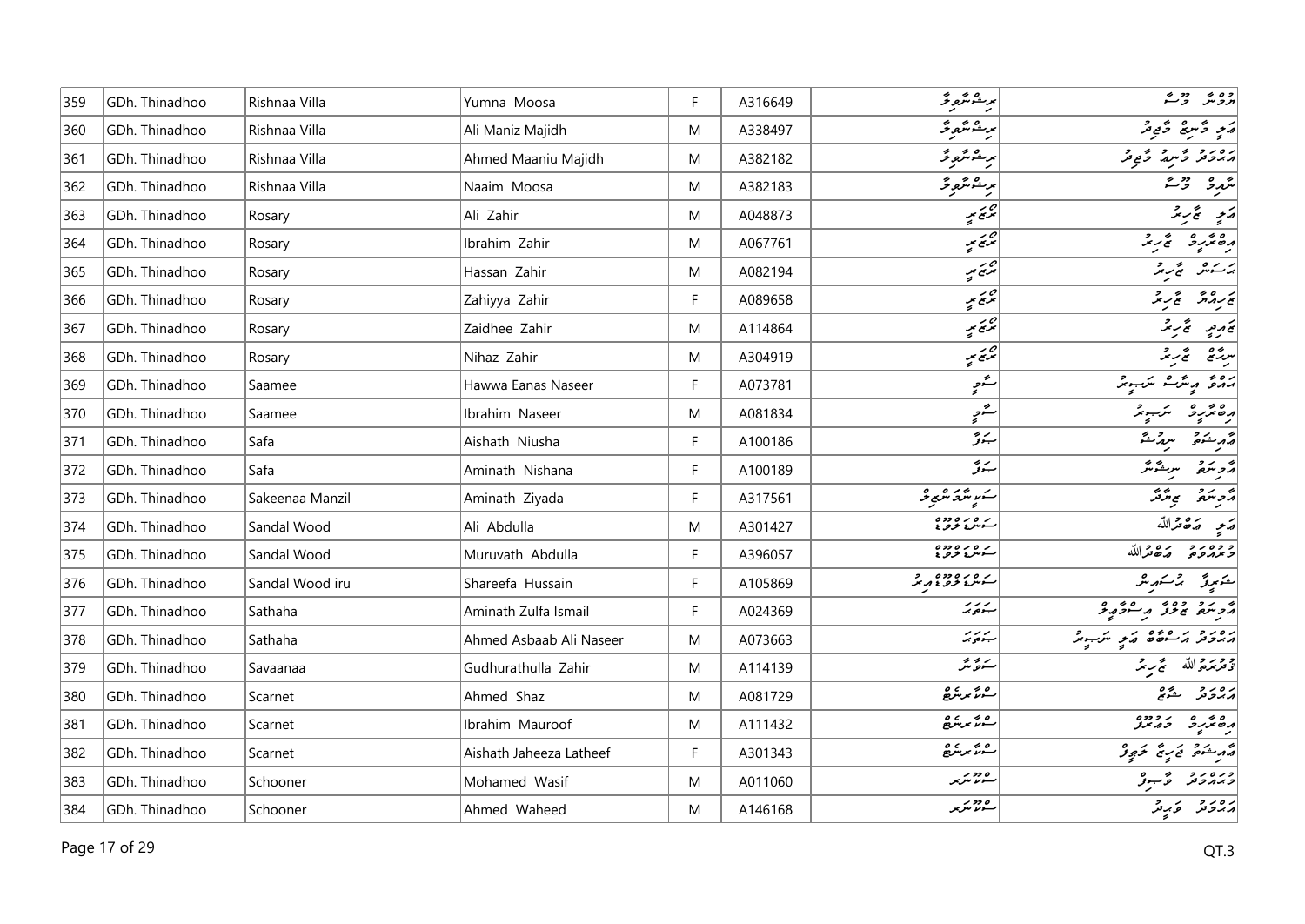| 359 | GDh. Thinadhoo | Rishnaa Villa | Yumna Moosa | F | A316649 | ރިޝްނާވިލާ | ޔުމްނާ މޫސާ |
|---|---|---|---|---|---|---|---|
| 360 | GDh. Thinadhoo | Rishnaa Villa | Ali Maniz Majidh | M | A338497 | ރިޝްނާވިލާ | އަލީ މާނިޒް މާޖިދު |
| 361 | GDh. Thinadhoo | Rishnaa Villa | Ahmed Maaniu Majidh | M | A382182 | ރިޝްނާވިލާ | އަޙްމަދު މާނިއު މާޖިދު |
| 362 | GDh. Thinadhoo | Rishnaa Villa | Naaim Moosa | M | A382183 | ރިޝްނާވިލާ | ނާއިމް މޫސާ |
| 363 | GDh. Thinadhoo | Rosary | Ali Zahir | M | A048873 | ރޯޒަރީ | އަލީ ޒާހިރު |
| 364 | GDh. Thinadhoo | Rosary | Ibrahim Zahir | M | A067761 | ރޯޒަރީ | އިބްރާހީމް ޒާހިރު |
| 365 | GDh. Thinadhoo | Rosary | Hassan Zahir | M | A082194 | ރޯޒަރީ | ޙަސަން ޒާހިރު |
| 366 | GDh. Thinadhoo | Rosary | Zahiyya Zahir | F | A089658 | ރޯޒަރީ | ޒަހިއްޔާ ޒާހިރު |
| 367 | GDh. Thinadhoo | Rosary | Zaidhee Zahir | M | A114864 | ރޯޒަރީ | ޒައިދީ ޒާހިރު |
| 368 | GDh. Thinadhoo | Rosary | Nihaz Zahir | M | A304919 | ރޯޒަރީ | ނިހާޒް ޒާހިރު |
| 369 | GDh. Thinadhoo | Saamee | Hawwa Eanas Naseer | F | A073781 | ސާމީ | ޙައްވާ އީނާސް ނަސީރު |
| 370 | GDh. Thinadhoo | Saamee | Ibrahim Naseer | M | A081834 | ސާމީ | އިބްރާހީމް ނަސީރު |
| 371 | GDh. Thinadhoo | Safa | Aishath Niusha | F | A100186 | ސަފާ | އާއިޝަތު ނިއުޝާ |
| 372 | GDh. Thinadhoo | Safa | Aminath Nishana | F | A100189 | ސަފާ | އާމިނަތު ނިޝާނާ |
| 373 | GDh. Thinadhoo | Sakeenaa Manzil | Aminath Ziyada | F | A317561 | ސަކީނާމަންޒިލް | އާމިނަތު ޒިޔާދާ |
| 374 | GDh. Thinadhoo | Sandal Wood | Ali Abdulla | M | A301427 | ސަންޑަލްވުޑް | އަލީ އަބްދުﷲ |
| 375 | GDh. Thinadhoo | Sandal Wood | Muruvath Abdulla | F | A396057 | ސަންޑަލްވުޑް | މުރުވަތު އަބްދުﷲ |
| 376 | GDh. Thinadhoo | Sandal Wood iru | Shareefa Hussain | F | A105869 | ސަންޑަލްވުޑްއިރު | ޝަރީފާ ޙުސައިން |
| 377 | GDh. Thinadhoo | Sathaha | Aminath Zulfa Ismail | F | A024369 | ސަތަހަ | އާމިނަތު ޒުލްފާ އިސްމާއީލް |
| 378 | GDh. Thinadhoo | Sathaha | Ahmed Asbaab Ali Naseer | M | A073663 | ސަތަހަ | އަޙްމަދު އަސްބާބް އަލީ ނަސީރު |
| 379 | GDh. Thinadhoo | Savaanaa | Gudhurathulla Zahir | M | A114139 | ސަވާނާ | ގުދުރަތުﷲ ޒާހިރު |
| 380 | GDh. Thinadhoo | Scarnet | Ahmed Shaz | M | A081729 | ސްކާނެޓް | އަޙްމަދު ޝާޒް |
| 381 | GDh. Thinadhoo | Scarnet | Ibrahim Mauroof | M | A111432 | ސްކާނެޓް | އިބްރާހީމް މައުރޫފް |
| 382 | GDh. Thinadhoo | Scarnet | Aishath Jaheeza Latheef | F | A301343 | ސްކާނެޓް | އާއިޝަތު ޖަހީޒާ ލަޠީފް |
| 383 | GDh. Thinadhoo | Schooner | Mohamed Wasif | M | A011060 | ސްކޫނަރ | މުޙައްމަދު ވާސިފް |
| 384 | GDh. Thinadhoo | Schooner | Ahmed Waheed | M | A146168 | ސްކޫނަރ | އަޙްމަދު ވަޙީދު |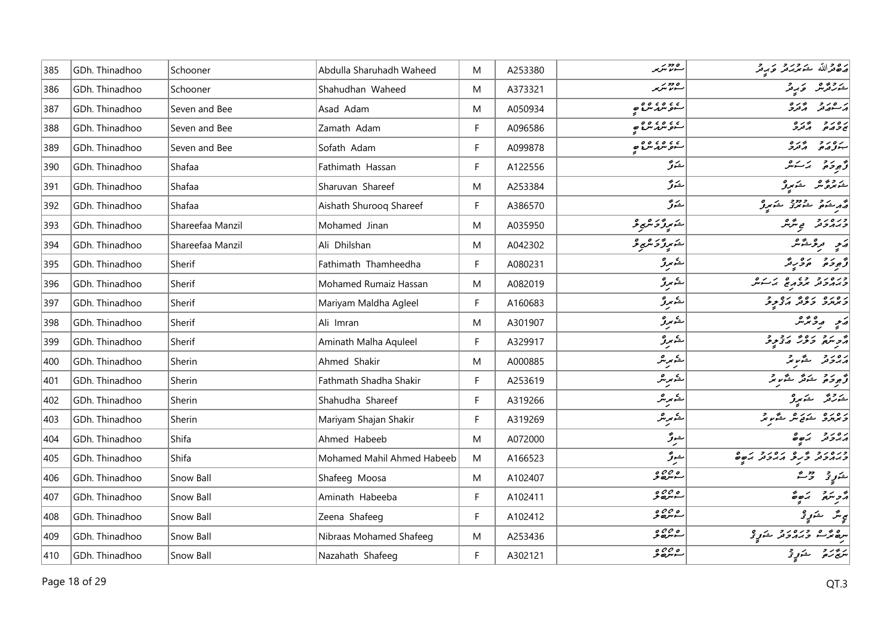| 385 | GDh. Thinadhoo | Schooner | Abdulla Sharuhadh Waheed | M | A253380 | ސްކޫނަރ | އަބްދުﷲ ޝަރުހަދު ވަހީދު |
|---|---|---|---|---|---|---|---|
| 386 | GDh. Thinadhoo | Schooner | Shahudhan Waheed | M | A373321 | ސްކޫނަރ | ޝަހުދާން ވަހީދު |
| 387 | GDh. Thinadhoo | Seven and Bee | Asad Adam | M | A050934 | ސެވެންއެންޑްބީ | އަސްޢަދު އާދަމް |
| 388 | GDh. Thinadhoo | Seven and Bee | Zamath Adam | F | A096586 | ސެވެންއެންޑްބީ | ޒަމާތު އާދަމް |
| 389 | GDh. Thinadhoo | Seven and Bee | Sofath Adam | F | A099878 | ސެވެންއެންޑްބީ | ސޯފަތު އާދަމް |
| 390 | GDh. Thinadhoo | Shafaa | Fathimath Hassan | F | A122556 | ޝަފާ | ފާތިމަތު ޙަސަން |
| 391 | GDh. Thinadhoo | Shafaa | Sharuvan Shareef | M | A253384 | ޝަފާ | ޝަރުވާން ޝަރީފް |
| 392 | GDh. Thinadhoo | Shafaa | Aishath Shurooq Shareef | F | A386570 | ޝަފާ | އާއިޝަތު ޝުރޫޤު ޝަރީފް |
| 393 | GDh. Thinadhoo | Shareefaa Manzil | Mohamed Jinan | M | A035950 | ޝަރީފާމަންޒިލް | މުޙައްމަދު ޖިނާން |
| 394 | GDh. Thinadhoo | Shareefaa Manzil | Ali Dhilshan | M | A042302 | ޝަރީފާމަންޒިލް | އަލި ދިލްޝާން |
| 395 | GDh. Thinadhoo | Sherif | Fathimath Thamheedha | F | A080231 | ޝެރިފް | ފާތިމަތު ތަމްހީދާ |
| 396 | GDh. Thinadhoo | Sherif | Mohamed Rumaiz Hassan | M | A082019 | ޝެރިފް | މުޙައްމަދު ރުމައިޒް ޙަސަން |
| 397 | GDh. Thinadhoo | Sherif | Mariyam Maldha Agleel | F | A160683 | ޝެރިފް | މަރިޔަމް މަލްދާ އަގްލީލް |
| 398 | GDh. Thinadhoo | Sherif | Ali Imran | M | A301907 | ޝެރިފް | އަލި އިމްރާން |
| 399 | GDh. Thinadhoo | Sherif | Aminath Malha Aquleel | F | A329917 | ޝެރިފް | އާމިނަތު މަލްހާ އަޤުލީލް |
| 400 | GDh. Thinadhoo | Sherin | Ahmed Shakir | M | A000885 | ޝެރިން | އަޙްމަދު ޝާކިރު |
| 401 | GDh. Thinadhoo | Sherin | Fathmath Shadha Shakir | F | A253619 | ޝެރިން | ފާތިމަތު ޝަދާ ޝާކިރު |
| 402 | GDh. Thinadhoo | Sherin | Shahudha Shareef | F | A319266 | ޝެރިން | ޝަހުދާ ޝަރީފް |
| 403 | GDh. Thinadhoo | Sherin | Mariyam Shajan Shakir | F | A319269 | ޝެރިން | މަރިޔަމް ޝަޖަން ޝާކިރު |
| 404 | GDh. Thinadhoo | Shifa | Ahmed Habeeb | M | A072000 | ޝިފާ | އަޙްމަދު ޙަބީބު |
| 405 | GDh. Thinadhoo | Shifa | Mohamed Mahil Ahmed Habeeb | M | A166523 | ޝިފާ | މުޙައްމަދު މާހިލް އަޙްމަދު ޙަބީބު |
| 406 | GDh. Thinadhoo | Snow Ball | Shafeeg Moosa | M | A102407 | ސްނޯބޯލް | ޝަފީޤު މޫސާ |
| 407 | GDh. Thinadhoo | Snow Ball | Aminath Habeeba | F | A102411 | ސްނޯބޯލް | އާމިނަތު ޙަބީބާ |
| 408 | GDh. Thinadhoo | Snow Ball | Zeena Shafeeg | F | A102412 | ސްނޯބޯލް | ޒީނާ ޝަފީޤު |
| 409 | GDh. Thinadhoo | Snow Ball | Nibraas Mohamed Shafeeg | M | A253436 | ސްނޯބޯލް | ނިބްރާސް މުޙައްމަދު ޝަފީޤު |
| 410 | GDh. Thinadhoo | Snow Ball | Nazahath Shafeeg | F | A302121 | ސްނޯބޯލް | ނަޒާހަތު ޝަފީޤު |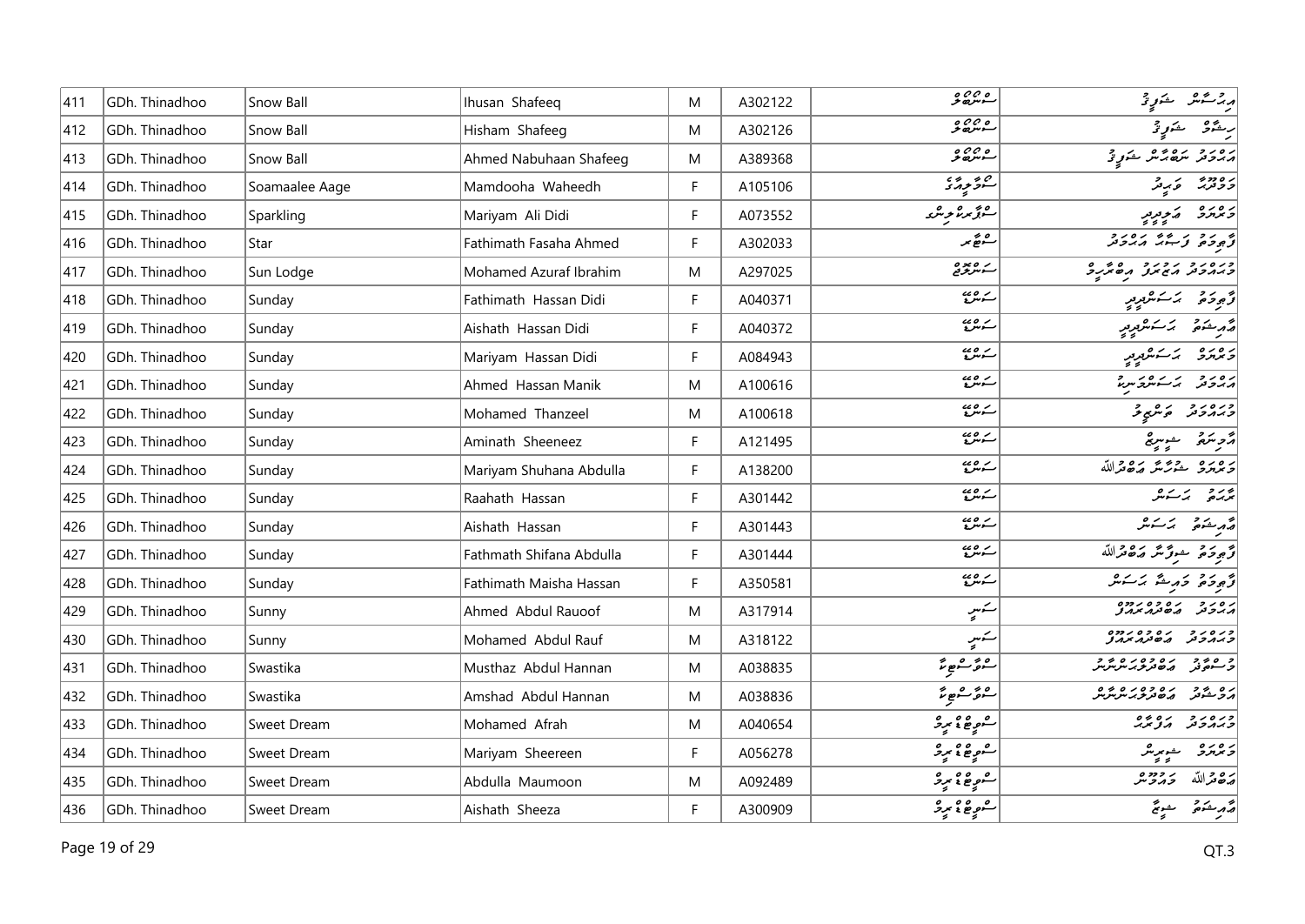| 411 | GDh. Thinadhoo | Snow Ball | Ihusan Shafeeq | M | A302122 | ސްނޯބޯލް | އިހުސާން ޝަފީޤު |
|---|---|---|---|---|---|---|---|
| 412 | GDh. Thinadhoo | Snow Ball | Hisham Shafeeg | M | A302126 | ސްނޯބޯލް | ހިޝާމް ޝަފީގު |
| 413 | GDh. Thinadhoo | Snow Ball | Ahmed Nabuhaan Shafeeg | M | A389368 | ސްނޯބޯލް | އަޙްމަދު ނަބުހާން ޝަފީގު |
| 414 | GDh. Thinadhoo | Soamaalee Aage | Mamdooha Waheedh | F | A105106 | ސޯމާލީއާގެ | މަމްދޫހާ ވަހީދު |
| 415 | GDh. Thinadhoo | Sparkling | Mariyam Ali Didi | F | A073552 | ސްޕާރކްލިންގ | މަރިޔަމް އަލިދީދީ |
| 416 | GDh. Thinadhoo | Star | Fathimath Fasaha Ahmed | F | A302033 | ސްޓާރ | ފާތިމަތު ފަސާހާ އަޙްމަދު |
| 417 | GDh. Thinadhoo | Sun Lodge | Mohamed Azuraf Ibrahim | M | A297025 | ސަންލޮޖް | މުޙައްމަދު އަޒުރަފް އިބްރާހީމް |
| 418 | GDh. Thinadhoo | Sunday | Fathimath Hassan Didi | F | A040371 | ސަންޑޭ | ފާތިމަތު ހަސަންދީދީ |
| 419 | GDh. Thinadhoo | Sunday | Aishath Hassan Didi | F | A040372 | ސަންޑޭ | އާއިޝަތު ހަސަންދީދީ |
| 420 | GDh. Thinadhoo | Sunday | Mariyam Hassan Didi | F | A084943 | ސަންޑޭ | މަރިޔަމް ހަސަންދީދީ |
| 421 | GDh. Thinadhoo | Sunday | Ahmed Hassan Manik | M | A100616 | ސަންޑޭ | އަޙްމަދު ހަސަންމަނިކު |
| 422 | GDh. Thinadhoo | Sunday | Mohamed Thanzeel | M | A100618 | ސަންޑޭ | މުޙައްމަދު ތަންޒީލް |
| 423 | GDh. Thinadhoo | Sunday | Aminath Sheeneez | F | A121495 | ސަންޑޭ | އާމިނަތު ޝީނީޒް |
| 424 | GDh. Thinadhoo | Sunday | Mariyam Shuhana Abdulla | F | A138200 | ސަންޑޭ | މަރިޔަމް ޝުހާނާ އަބްދުﷲ |
| 425 | GDh. Thinadhoo | Sunday | Raahath Hassan | F | A301442 | ސަންޑޭ | ރާހަތު ހަސަން |
| 426 | GDh. Thinadhoo | Sunday | Aishath Hassan | F | A301443 | ސަންޑޭ | އާއިޝަތު ހަސަން |
| 427 | GDh. Thinadhoo | Sunday | Fathmath Shifana Abdulla | F | A301444 | ސަންޑޭ | ފާތިމަތު ޝިފާނާ އަބްދުﷲ |
| 428 | GDh. Thinadhoo | Sunday | Fathimath Maisha Hassan | F | A350581 | ސަންޑޭ | ފާތިމަތު މައިޝާ ހަސަން |
| 429 | GDh. Thinadhoo | Sunny | Ahmed Abdul Rauoof | M | A317914 | ސަނީ | އަޙްމަދު އަބްދުލްރަޢޫފް |
| 430 | GDh. Thinadhoo | Sunny | Mohamed Abdul Rauf | M | A318122 | ސަނީ | މުޙައްމަދު އަބްދުލްރަޢޫފް |
| 431 | GDh. Thinadhoo | Swastika | Musthaz Abdul Hannan | M | A038835 | ސްވާސްތިކާ | މުސްތާޒު އަބްދުލްހަންނާން |
| 432 | GDh. Thinadhoo | Swastika | Amshad Abdul Hannan | M | A038836 | ސްވާސްތިކާ | އަމްޝާދު އަބްދުލްހަންނާން |
| 433 | GDh. Thinadhoo | Sweet Dream | Mohamed Afrah | M | A040654 | ސްވީޓްޑްރީމް | މުޙައްމަދު އަފްރާހު |
| 434 | GDh. Thinadhoo | Sweet Dream | Mariyam Sheereen | F | A056278 | ސްވީޓްޑްރީމް | މަރިޔަމް ޝީރީން |
| 435 | GDh. Thinadhoo | Sweet Dream | Abdulla Maumoon | M | A092489 | ސްވީޓްޑްރީމް | އަބްދުﷲ މައުމޫން |
| 436 | GDh. Thinadhoo | Sweet Dream | Aishath Sheeza | F | A300909 | ސްވީޓްޑްރީމް | އާއިޝަތު ޝީޒާ |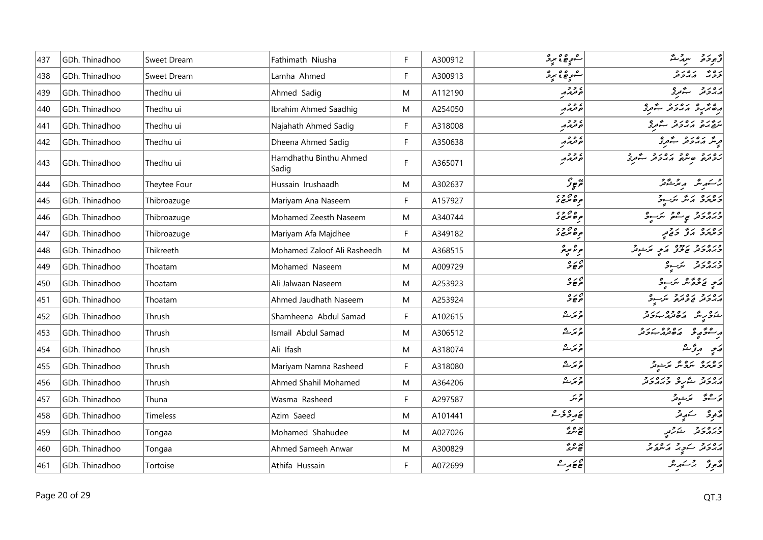| 437 | GDh. Thinadhoo | Sweet Dream | Fathimath Niusha | F | A300912 | سُومِعْ ءُ مِرِدْ | تَوجِدَةِ سِرْتَدَ |
|---|---|---|---|---|---|---|---|
| 438 | GDh. Thinadhoo | Sweet Dream | Lamha Ahmed | F | A300913 | سُومِعْ ءُ مِرِدْ | دَدْبَرُ دَبْرَدْرَ |
| 439 | GDh. Thinadhoo | Thedhu ui | Ahmed Sadig | M | A112190 | ءُ دَدْدِ | دَبْرَدْرَ سِدَّدِيْ |
| 440 | GDh. Thinadhoo | Thedhu ui | Ibrahim Ahmed Saadhig | M | A254050 | ءُ دَدْدِ | دِهْبَرِدْ دَبْرَدْرَ سِدَّدِيْ |
| 441 | GDh. Thinadhoo | Thedhu ui | Najahath Ahmed Sadig | F | A318008 | ءُ دَدْدِ | سَقَبَدَهْ دَبْرَدْرَ سِدَّدِيْ |
| 442 | GDh. Thinadhoo | Thedhu ui | Dheena Ahmed Sadig | F | A350638 | ءُ دَدْدِ | دِرِسْ دَبْرَدْرَ سِدَّدِيْ |
| 443 | GDh. Thinadhoo | Thedhu ui | Hamdhathu Binthu Ahmed Sadig | F | A365071 | ءُ دَدْدِ | رَدْدَهْ صِسْعْ دَبْرَدْرَ سِدَّدِيْ |
| 444 | GDh. Thinadhoo | Theytee Four | Hussain Irushaadh | M | A302637 | ءُوِ وُ | بْرُسَهْرِسْ دِبْرِسْتَرْ |
| 445 | GDh. Thinadhoo | Thibroazuge | Mariyam Ana Naseem | F | A157927 | وِهْمَرْچُ دَ | دَمْرَدْ دَسْ سَرْسِدْ |
| 446 | GDh. Thinadhoo | Thibroazuge | Mohamed Zeesth Naseem | M | A340744 | وِهْمَرْچُ دَ | دِبْرَدْرَدْ بِسْعْ سَرْسِدْ |
| 447 | GDh. Thinadhoo | Thibroazuge | Mariyam Afa Majdhee | F | A349182 | وِهْمَرْچُ دَ | دَمْرَدْ دَرْ دَقْدِرِ |
| 448 | GDh. Thinadhoo | Thikreeth | Mohamed Zaloof Ali Rasheedh | M | A368515 | وِرْمِرِهْ | دِبْرَدْرَدْ بَحُرْ دَمِ بَرَسْدِرْ |
| 449 | GDh. Thinadhoo | Thoatam | Mohamed Naseem | M | A009729 | وُعْدْ | دِبْرَدْرَدْ سَرْسِدْ |
| 450 | GDh. Thinadhoo | Thoatam | Ali Jalwaan Naseem | M | A253923 | وُعْدْ | دَمِ يَدْوُسْ سَرْسِدْ |
| 451 | GDh. Thinadhoo | Thoatam | Ahmed Jaudhath Naseem | M | A253924 | وُعْدْ | دَبْرَدْرَ يَدْدَدْ سَرْسِدْ |
| 452 | GDh. Thinadhoo | Thrush | Shamheena Abdul Samad | F | A102615 | وُبَرْشْ | شَدْرِسْ دَهْمْرُسَدَدْ |
| 453 | GDh. Thinadhoo | Thrush | Ismail Abdul Samad | M | A306512 | وُبَرْشْ | دِسْدَدِيْ دَهْمْرُسَدَدْ |
| 454 | GDh. Thinadhoo | Thrush | Ali Ifash | M | A318074 | وُبَرْشْ | دَمِ دِرْشْ |
| 455 | GDh. Thinadhoo | Thrush | Mariyam Namna Rasheed | F | A318080 | وُبَرْشْ | دَمْرَدْ سَرْدْسْ بَرَسْدِرْ |
| 456 | GDh. Thinadhoo | Thrush | Ahmed Shahil Mohamed | M | A364206 | وُبَرْشْ | دَبْرَدْرَ شَبْرِدْ دِبْرَدْرَدْ |
| 457 | GDh. Thinadhoo | Thuna | Wasma Rasheed | F | A297587 | وُسَرْ | دَسْدَرْ بَرَسْدِرْ |
| 458 | GDh. Thinadhoo | Timeless | Azim Saeed | M | A101441 | عَدِدْوُسْ | دَّمِدْ سَهِرْ |
| 459 | GDh. Thinadhoo | Tongaa | Mohamed Shahudee | M | A027026 | عْسْدُ | دِبْرَدْرَدْ شَدْرِرِ |
| 460 | GDh. Thinadhoo | Tongaa | Ahmed Sameeh Anwar | M | A300829 | عْسْدُ | دَبْرَدْرَ سَدِرْ دَسْعَدْ |
| 461 | GDh. Thinadhoo | Tortoise | Athifa Hussain | F | A072699 | عْعَدِسْ | دَّمِرْ بْرُسَهْرِسْ |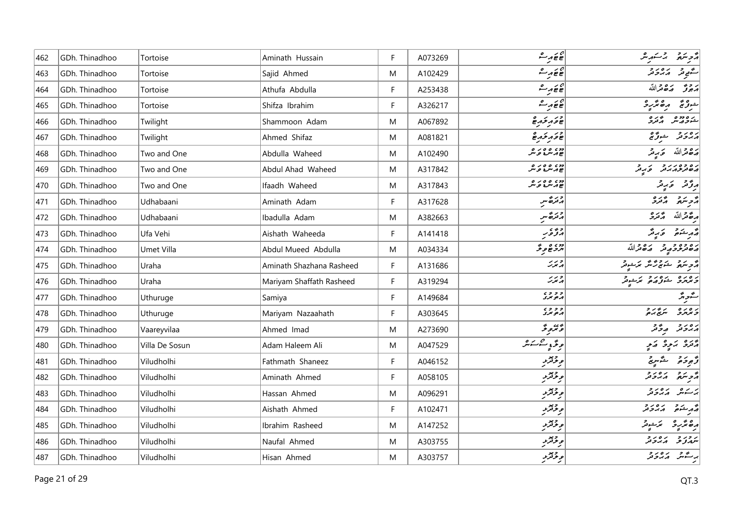| 462 | GDh. Thinadhoo | Tortoise | Aminath Hussain | F | A073269 | ޓޯޓަސް | އާމިނަތު ހުސައިން |
|---|---|---|---|---|---|---|---|
| 463 | GDh. Thinadhoo | Tortoise | Sajid Ahmed | M | A102429 | ޓޯޓަސް | ސާޖިދު އަހުމަދު |
| 464 | GDh. Thinadhoo | Tortoise | Athufa Abdulla | F | A253438 | ޓޯޓަސް | އަތުފާ އަބްދުﷲ |
| 465 | GDh. Thinadhoo | Tortoise | Shifza Ibrahim | F | A326217 | ޓޯޓަސް | ޝިފްޒާ އިބްރާހީމް |
| 466 | GDh. Thinadhoo | Twilight | Shammoon Adam | M | A067892 | ޓްވައިލައިޓް | ޝައްމޫން އާދަމް |
| 467 | GDh. Thinadhoo | Twilight | Ahmed Shifaz | M | A081821 | ޓްވައިލައިޓް | އަހުމަދު ޝިފާޒް |
| 468 | GDh. Thinadhoo | Two and One | Abdulla Waheed | M | A102490 | ޓޫއެންޑްވަން | އަބްދުﷲ ވަހީދު |
| 469 | GDh. Thinadhoo | Two and One | Abdul Ahad Waheed | M | A317842 | ޓޫއެންޑްވަން | އަބްދުލްއަހަދު ވަހީދު |
| 470 | GDh. Thinadhoo | Two and One | Ifaadh Waheed | M | A317843 | ޓޫއެންޑްވަން | އިފާދު ވަހީދު |
| 471 | GDh. Thinadhoo | Udhabaani | Aminath Adam | F | A317628 | އުދަބާނި | އާމިނަތު އާދަމް |
| 472 | GDh. Thinadhoo | Udhabaani | Ibadulla Adam | M | A382663 | އުދަބާނި | އިބާދުﷲ އާދަމް |
| 473 | GDh. Thinadhoo | Ufa Vehi | Aishath Waheeda | F | A141418 | އުފާވެހި | އާއިޝަތު ވަހީދާ |
| 474 | GDh. Thinadhoo | Umet Villa | Abdul Mueed Abdulla | M | A034334 | އުމެޓްވިލާ | އަބްދުލްމުޢީދު އަބްދުﷲ |
| 475 | GDh. Thinadhoo | Uraha | Aminath Shazhana Rasheed | F | A131686 | އުރަހަ | އާމިނަތު ޝަޒްހާނާ ރަޝީދު |
| 476 | GDh. Thinadhoo | Uraha | Mariyam Shaffath Rasheed | F | A319294 | އުރަހަ | މަރިޔަމް ޝައްފާތު ރަޝީދު |
| 477 | GDh. Thinadhoo | Uthuruge | Samiya | F | A149684 | އުތުރުގެ | ސާމިޔާ |
| 478 | GDh. Thinadhoo | Uthuruge | Mariyam Nazaahath | F | A303645 | އުތުރުގެ | މަރިޔަމް ނަޒާހަތު |
| 479 | GDh. Thinadhoo | Vaareyvilaa | Ahmed Imad | M | A273690 | ވާރޭވިލާ | އަހުމަދު އިމާދު |
| 480 | GDh. Thinadhoo | Villa De Sosun | Adam Haleem Ali | M | A047529 | ވިލާޑިސޯސަން | އާދަމް ހަލީމް އަލި |
| 481 | GDh. Thinadhoo | Viludholhi | Fathmath Shaneez | F | A046152 | ވިލުދޮޅި | ފާތިމަތު ޝާނީޒު |
| 482 | GDh. Thinadhoo | Viludholhi | Aminath Ahmed | F | A058105 | ވިލުދޮޅި | އާމިނަތު އަހުމަދު |
| 483 | GDh. Thinadhoo | Viludholhi | Hassan Ahmed | M | A096291 | ވިލުދޮޅި | ހަސަން އަހުމަދު |
| 484 | GDh. Thinadhoo | Viludholhi | Aishath Ahmed | F | A102471 | ވިލުދޮޅި | އާއިޝަތު އަހުމަދު |
| 485 | GDh. Thinadhoo | Viludholhi | Ibrahim Rasheed | M | A147252 | ވިލުދޮޅި | އިބްރާހީމް ރަޝީދު |
| 486 | GDh. Thinadhoo | Viludholhi | Naufal Ahmed | M | A303755 | ވިލުދޮޅި | ނައުފަލް އަހުމަދު |
| 487 | GDh. Thinadhoo | Viludholhi | Hisan Ahmed | M | A303757 | ވިލުދޮޅި | ހިސާން އަހުމަދު |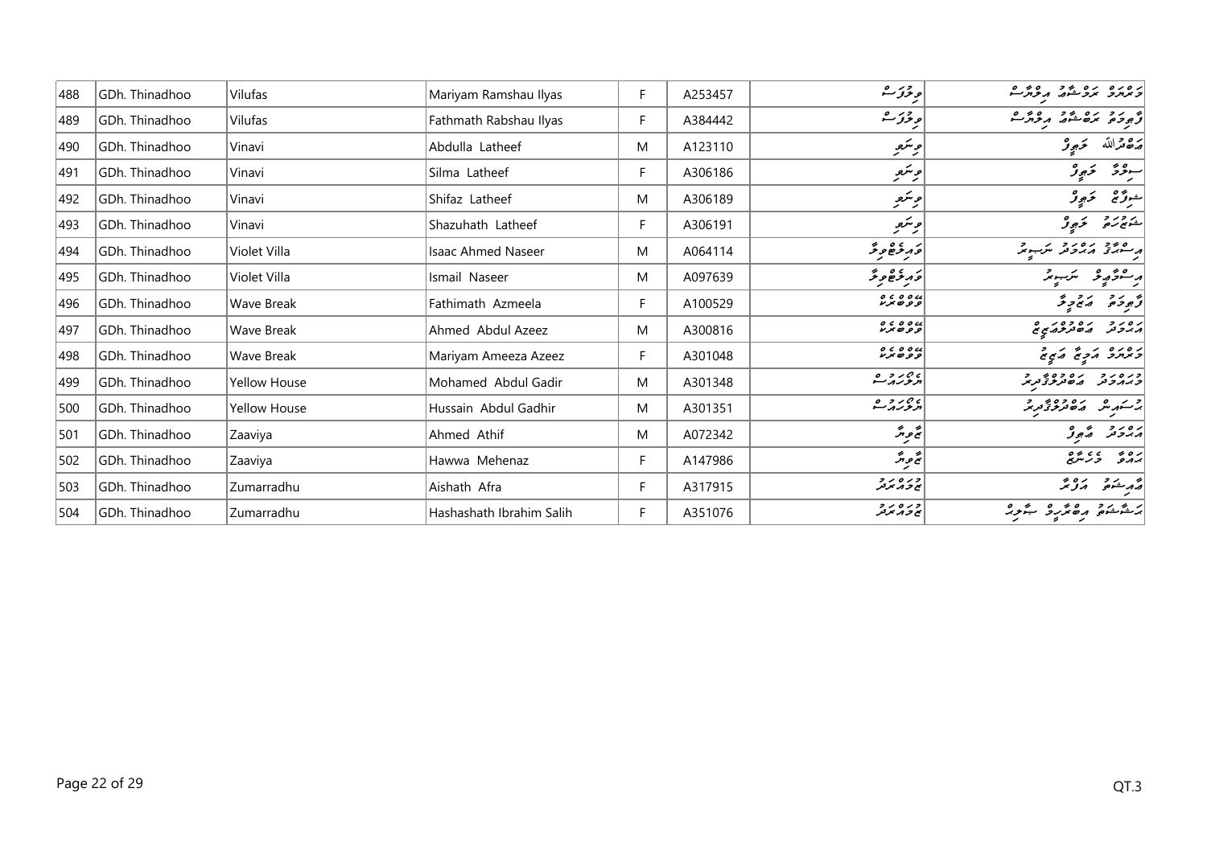| 488 | GDh. Thinadhoo | Vilufas | Mariyam Ramshau Ilyas | F | A253457 | ވިލުފަސް | މަރިޔަމް ރަމްޝާއު އިލްޔާސް |
|---|---|---|---|---|---|---|---|
| 489 | GDh. Thinadhoo | Vilufas | Fathmath Rabshau Ilyas | F | A384442 | ވިލުފަސް | ފާތިމަތު ރަބްޝާއު އިލްޔާސް |
| 490 | GDh. Thinadhoo | Vinavi | Abdulla Latheef | M | A123110 | ވިނަވި | އަބްދުاللّٰه ލަޠީފު |
| 491 | GDh. Thinadhoo | Vinavi | Silma Latheef | F | A306186 | ވިނަވި | ސިލްމާ ލަޠީފު |
| 492 | GDh. Thinadhoo | Vinavi | Shifaz Latheef | M | A306189 | ވިނަވި | ޝިފާޒް ލަޠީފު |
| 493 | GDh. Thinadhoo | Vinavi | Shazuhath Latheef | F | A306191 | ވިނަވި | ޝަޒުހަތު ލަޠީފު |
| 494 | GDh. Thinadhoo | Violet Villa | Isaac Ahmed Naseer | M | A064114 | ވައިލެޓްވިލާ | އިސްޙާޤު އަޙްމަދު ނަސީރު |
| 495 | GDh. Thinadhoo | Violet Villa | Ismail Naseer | M | A097639 | ވައިލެޓްވިލާ | އިސްމާޢީލް ނަސީރު |
| 496 | GDh. Thinadhoo | Wave Break | Fathimath Azmeela | F | A100529 | ވޭވްބްރޭކް | ފާތިމަތު އަޒްމީލާ |
| 497 | GDh. Thinadhoo | Wave Break | Ahmed Abdul Azeez | M | A300816 | ވޭވްބްރޭކް | އަޙްމަދު އަބްދުލްޢަޒީޒު |
| 498 | GDh. Thinadhoo | Wave Break | Mariyam Ameeza Azeez | F | A301048 | ވޭވްބްރޭކް | މަރިޔަމް އަމީޒާ އަޒީޒު |
| 499 | GDh. Thinadhoo | Yellow House | Mohamed Abdul Gadir | M | A301348 | ޔެލޯހައުސް | މުޙައްމަދު އަބްދުލްޤާދިރު |
| 500 | GDh. Thinadhoo | Yellow House | Hussain Abdul Gadhir | M | A301351 | ޔެލޯހައުސް | ޙުސައިން އަބްދުލްޤާދިރު |
| 501 | GDh. Thinadhoo | Zaaviya | Ahmed Athif | M | A072342 | ޒާވިޔާ | އަޙްމަދު އާތިފު |
| 502 | GDh. Thinadhoo | Zaaviya | Hawwa Mehenaz | F | A147986 | ޒާވިޔާ | ހައްވާ މެހެނާޒް |
| 503 | GDh. Thinadhoo | Zumarradhu | Aishath Afra | F | A317915 | ޒުމައްރަދު | އާއިޝަތު އަފްރާ |
| 504 | GDh. Thinadhoo | Zumarradhu | Hashashath Ibrahim Salih | F | A351076 | ޒުމައްރަދު | ހަޝާޝަތު އިބްރާހީމް ޞާލިޙު |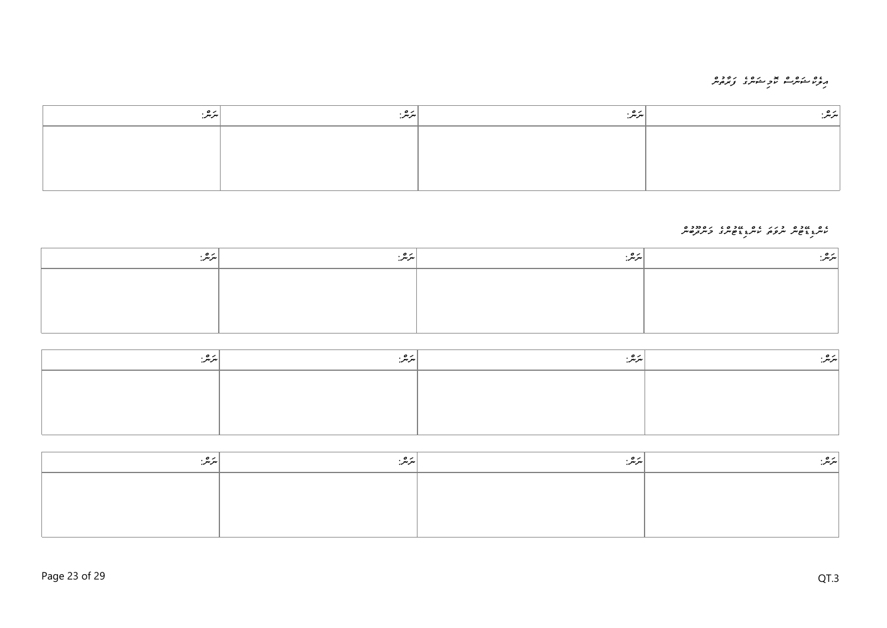އިވެންޓަންސް ކޮމިޝަނުގެ ފަރާތުން

| ނަން: | ނަން: | ނަން: | ނަން: |
|---|---|---|---|
| | | | |

ކެންޑިޑޭޓުން ނުވަތަ ކެންޑިޑޭޓުގެ މަންދޫބުން

| ނަން: | ނަން: | ނަން: | ނަން: |
|---|---|---|---|
| | | | |

| ނަން: | ނަން: | ނަން: | ނަން: |
|---|---|---|---|
| | | | |

| ނަން: | ނަން: | ނަން: | ނަން: |
|---|---|---|---|
| | | | |

QT.3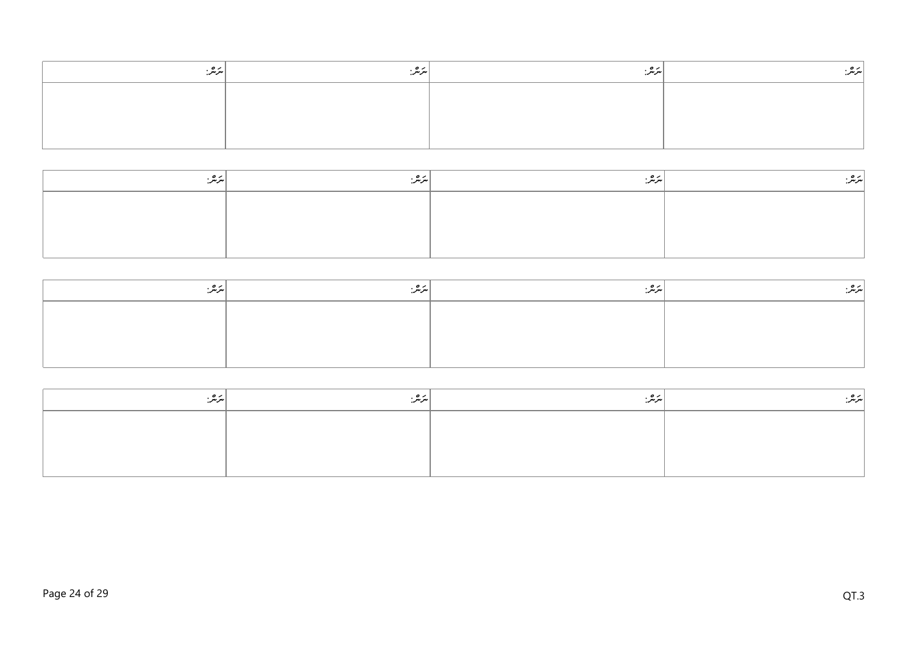| ނަރަދ: | ނަރަދ: | ނަރަދ: | ނަރަދ: |
| --- | --- | --- | --- |
| | | | |

| ނަރަދ: | ނަރަދ: | ނަރަދ: | ނަރަދ: |
| --- | --- | --- | --- |
| | | | |

| ނަރަދ: | ނަރަދ: | ނަރަދ: | ނަރަދ: |
| --- | --- | --- | --- |
| | | | |

| ނަރަދ: | ނަރަދ: | ނަރަދ: | ނަރަދ: |
| --- | --- | --- | --- |
| | | | |

QT.3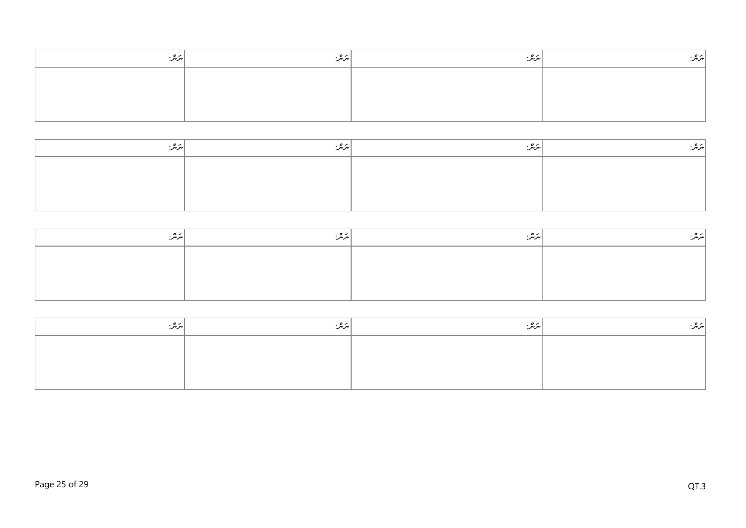| ނަރަҰ: | ނަރަҰ: | ނަރަҰ: | ނަރަҰ: |
| --- | --- | --- | --- |
| | | | |

| ނަރަҰ: | ނަރަҰ: | ނަރަҰ: | ނަރަҰ: |
| --- | --- | --- | --- |
| | | | |

| ނަރަҰ: | ނަރަҰ: | ނަރަҰ: | ނަރަҰ: |
| --- | --- | --- | --- |
| | | | |

| ނަރަҰ: | ނަރަҰ: | ނަރަҰ: | ނަރަҰ: |
| --- | --- | --- | --- |
| | | | |

QT.3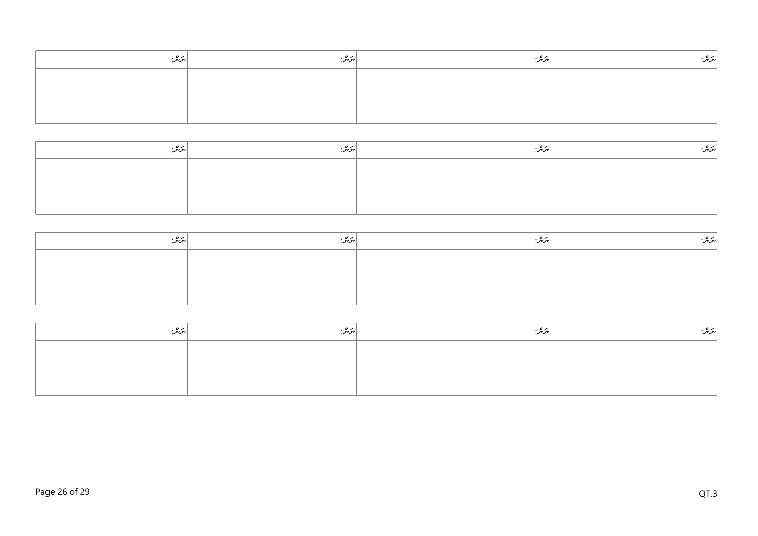| ނަރުދާ: | ނަރުދާ: | ނަރުދާ: | ނަރުދާ: |
|---|---|---|---|
| | | | |

| ނަރުދާ: | ނަރުދާ: | ނަރުދާ: | ނަރުދާ: |
|---|---|---|---|
| | | | |

| ނަރުދާ: | ނަރުދާ: | ނަރުދާ: | ނަރުދާ: |
|---|---|---|---|
| | | | |

| ނަރުދާ: | ނަރުދާ: | ނަރުދާ: | ނަރުދާ: |
|---|---|---|---|
| | | | |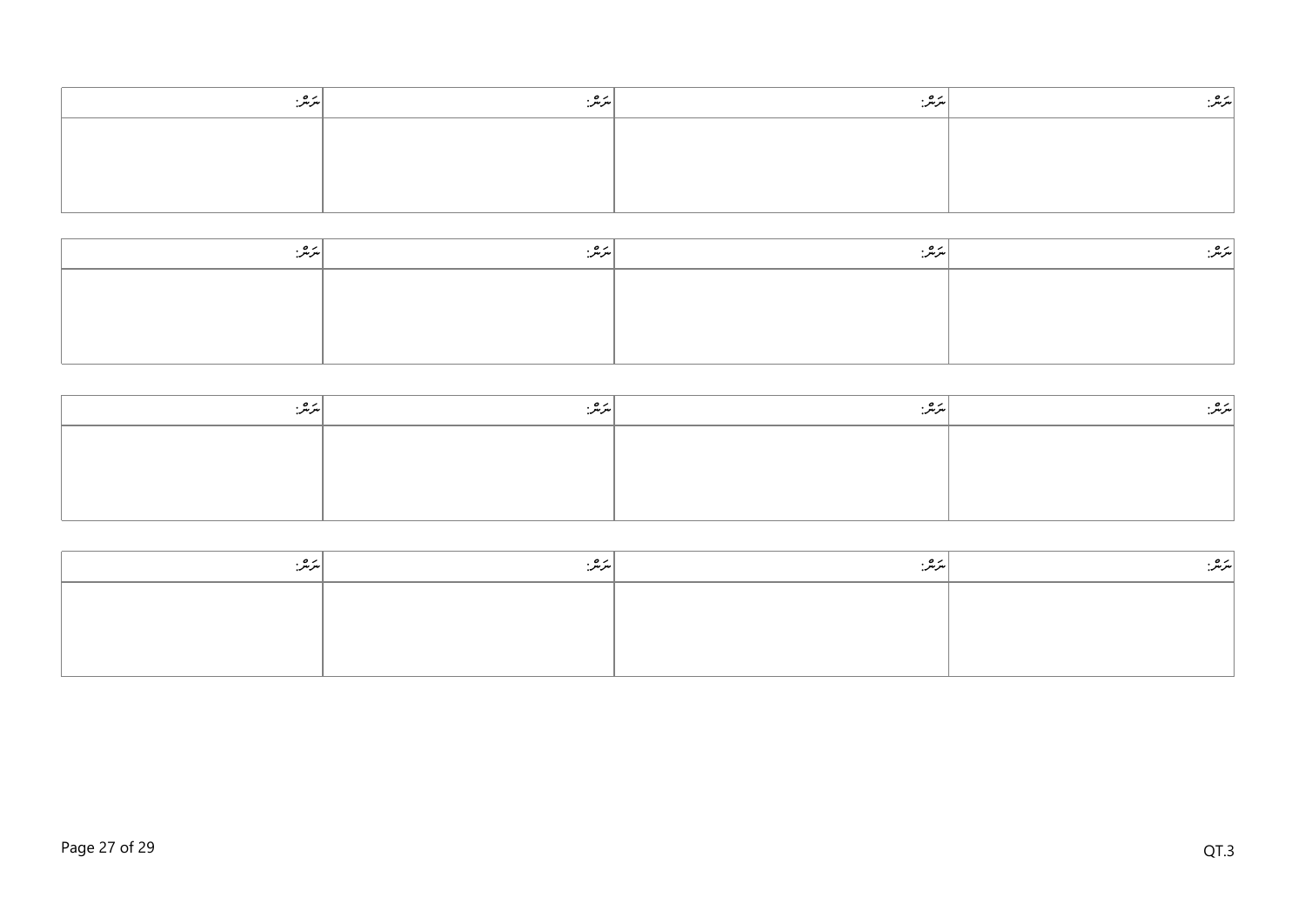| ނަންބަރު: | ނަންބަރު: | ނަންބަރު: | ނަންބަރު: |
| --- | --- | --- | --- |
| | | | |

| ނަންބަރު: | ނަންބަރު: | ނަންބަރު: | ނަންބަރު: |
| --- | --- | --- | --- |
| | | | |

| ނަންބަރު: | ނަންބަރު: | ނަންބަރު: | ނަންބަރު: |
| --- | --- | --- | --- |
| | | | |

| ނަންބަރު: | ނަންބަރު: | ނަންބަރު: | ނަންބަރު: |
| --- | --- | --- | --- |
| | | | |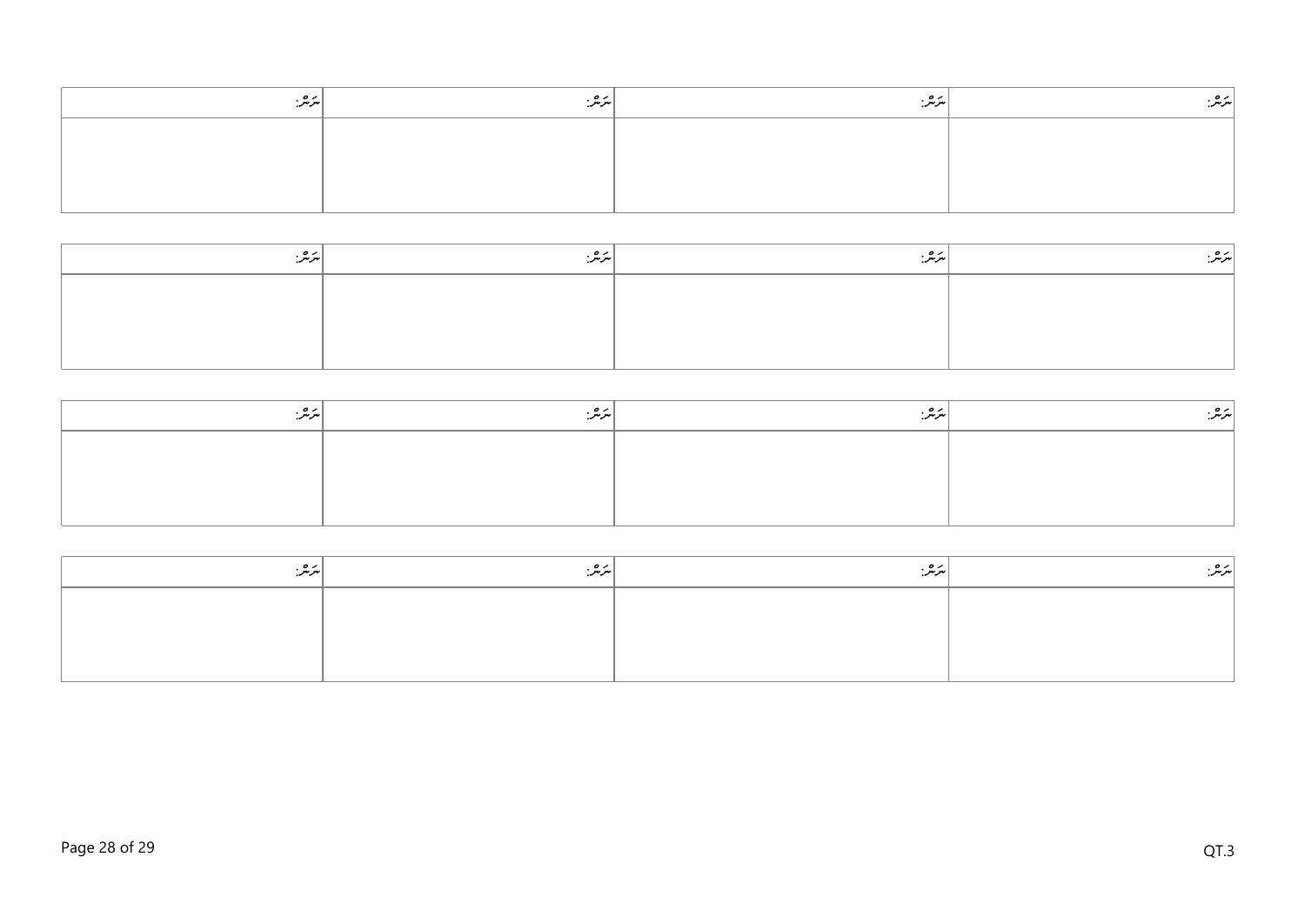| ނަންބަރު: | ނަންބަރު: | ނަންބަރު: | ނަންބަރު: |
| --- | --- | --- | --- |
| | | | |

| ނަންބަރު: | ނަންބަރު: | ނަންބަރު: | ނަންބަރު: |
| --- | --- | --- | --- |
| | | | |

| ނަންބަރު: | ނަންބަރު: | ނަންބަރު: | ނަންބަރު: |
| --- | --- | --- | --- |
| | | | |

| ނަންބަރު: | ނަންބަރު: | ނަންބަރު: | ނަންބަރު: |
| --- | --- | --- | --- |
| | | | |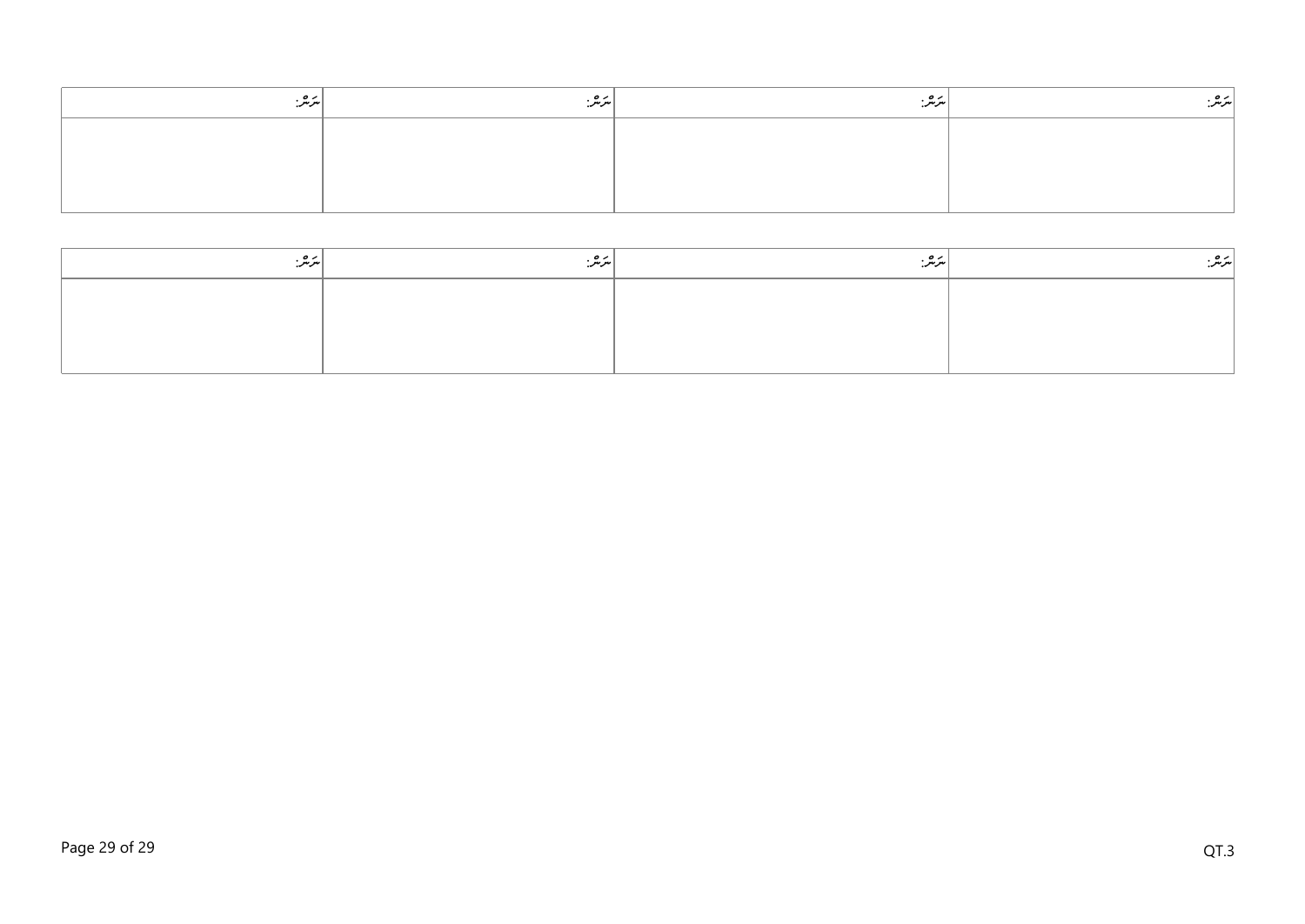| ނަންބަރު: | ނަންބަރު: | ނަންބަރު: | ނަންބަރު: |
|---|---|---|---|
| | | | |

| ނަންބަރު: | ނަންބަރު: | ނަންބަރު: | ނަންބަރު: |
|---|---|---|---|
| | | | |